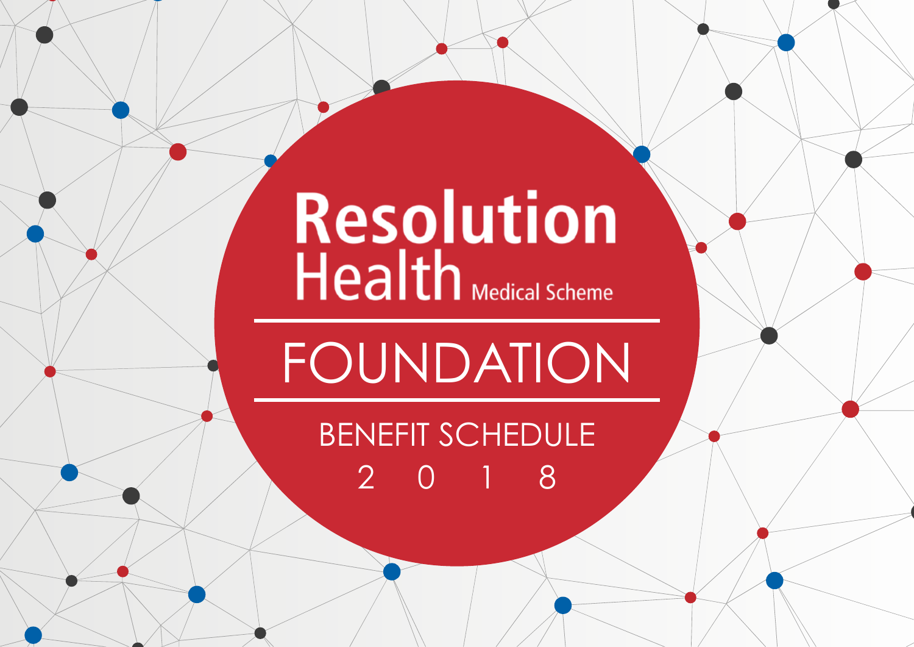# Resolution Health

Medical Scheme

# FOUNDATION

## BENEFIT SCHEDULE

2 0 1 8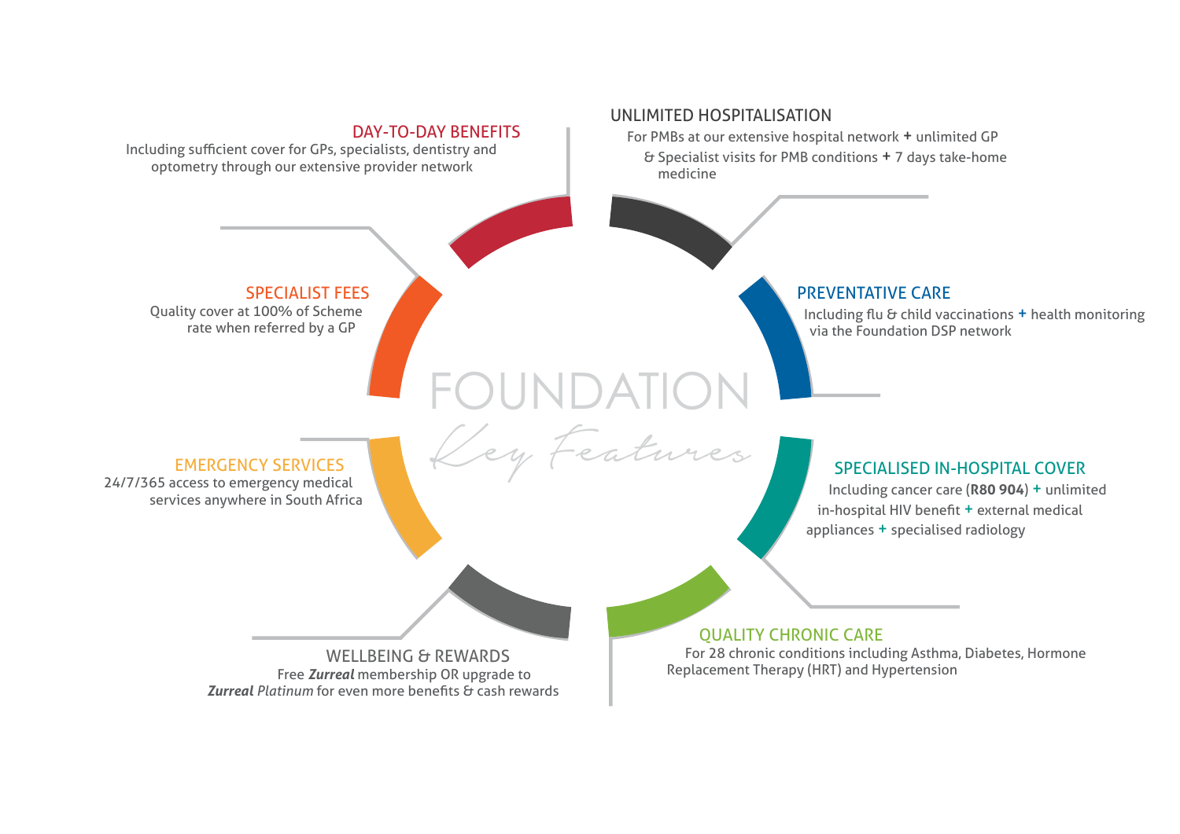# FOUNDATION

*Key Features*

## DAY-TO-DAY BENEFITS

Including sufficient cover for GPs, specialists, dentistry and optometry through our extensive provider network

## UNLIMITED HOSPITALISATION

For PMBs at our extensive hospital network + unlimited GP & Specialist visits for PMB conditions + 7 days take-home medicine

## SPECIALIST FEES

Quality cover at 100% of Scheme rate when referred by a GP

## PREVENTATIVE CARE

Including flu & child vaccinations + health monitoring via the Foundation DSP network

## EMERGENCY SERVICES

24/7/365 access to emergency medical services anywhere in South Africa

## SPECIALISED IN-HOSPITAL COVER

Including cancer care (**R80 904**) + unlimited in-hospital HIV benefit + external medical appliances + specialised radiology

## WELLBEING & REWARDS

Free ***Zurreal*** membership OR upgrade to ***Zurreal*** *Platinum* for even more benefits & cash rewards

## QUALITY CHRONIC CARE

For 28 chronic conditions including Asthma, Diabetes, Hormone Replacement Therapy (HRT) and Hypertension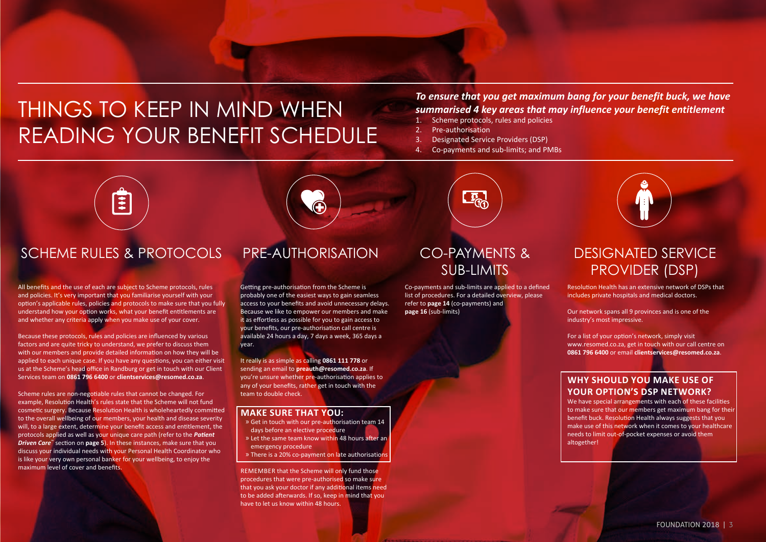# THINGS TO KEEP IN MIND WHEN READING YOUR BENEFIT SCHEDULE

***To ensure that you get maximum bang for your benefit buck, we have summarised 4 key areas that may influence your benefit entitlement***

1. Scheme protocols, rules and policies
2. Pre-authorisation
3. Designated Service Providers (DSP)
4. Co-payments and sub-limits; and PMBs

## SCHEME RULES & PROTOCOLS

All benefits and the use of each are subject to Scheme protocols, rules and policies. It's very important that you familiarise yourself with your option's applicable rules, policies and protocols to make sure that you fully understand how your option works, what your benefit entitlements are and whether any criteria apply when you make use of your cover.

Because these protocols, rules and policies are influenced by various factors and are quite tricky to understand, we prefer to discuss them with our members and provide detailed information on how they will be applied to each unique case. If you have any questions, you can either visit us at the Scheme's head office in Randburg or get in touch with our Client Services team on **0861 796 6400** or **clientservices@resomed.co.za**.

Scheme rules are non-negotiable rules that cannot be changed. For example, Resolution Health's rules state that the Scheme will not fund cosmetic surgery. Because Resolution Health is wholeheartedly committed to the overall wellbeing of our members, your health and disease severity will, to a large extent, determine your benefit access and entitlement, the protocols applied as well as your unique care path (refer to the ***Patient Driven Care***™ section on **page 5**). In these instances, make sure that you discuss your individual needs with your Personal Health Coordinator who is like your very own personal banker for your wellbeing, to enjoy the maximum level of cover and benefits.

## PRE-AUTHORISATION

Getting pre-authorisation from the Scheme is probably one of the easiest ways to gain seamless access to your benefits and avoid unnecessary delays. Because we like to empower our members and make it as effortless as possible for you to gain access to your benefits, our pre-authorisation call centre is available 24 hours a day, 7 days a week, 365 days a year.

It really is as simple as calling **0861 111 778** or sending an email to **preauth@resomed.co.za**. If you're unsure whether pre-authorisation applies to any of your benefits, rather get in touch with the team to double check.

### MAKE SURE THAT YOU:

- Get in touch with our pre-authorisation team 14 days before an elective procedure
- Let the same team know within 48 hours after an emergency procedure
- There is a 20% co-payment on late authorisations

REMEMBER that the Scheme will only fund those procedures that were pre-authorised so make sure that you ask your doctor if any additional items need to be added afterwards. If so, keep in mind that you have to let us know within 48 hours.

## CO-PAYMENTS & SUB-LIMITS

Co-payments and sub-limits are applied to a defined list of procedures. For a detailed overview, please refer to **page 14** (co-payments) and **page 16** (sub-limits)

## DESIGNATED SERVICE PROVIDER (DSP)

Resolution Health has an extensive network of DSPs that includes private hospitals and medical doctors.

Our network spans all 9 provinces and is one of the industry's most impressive.

For a list of your option's network, simply visit www.resomed.co.za, get in touch with our call centre on **0861 796 6400** or email **clientservices@resomed.co.za**.

### WHY SHOULD YOU MAKE USE OF YOUR OPTION'S DSP NETWORK?

We have special arrangements with each of these facilities to make sure that our members get maximum bang for their benefit buck. Resolution Health always suggests that you make use of this network when it comes to your healthcare needs to limit out-of-pocket expenses or avoid them altogether!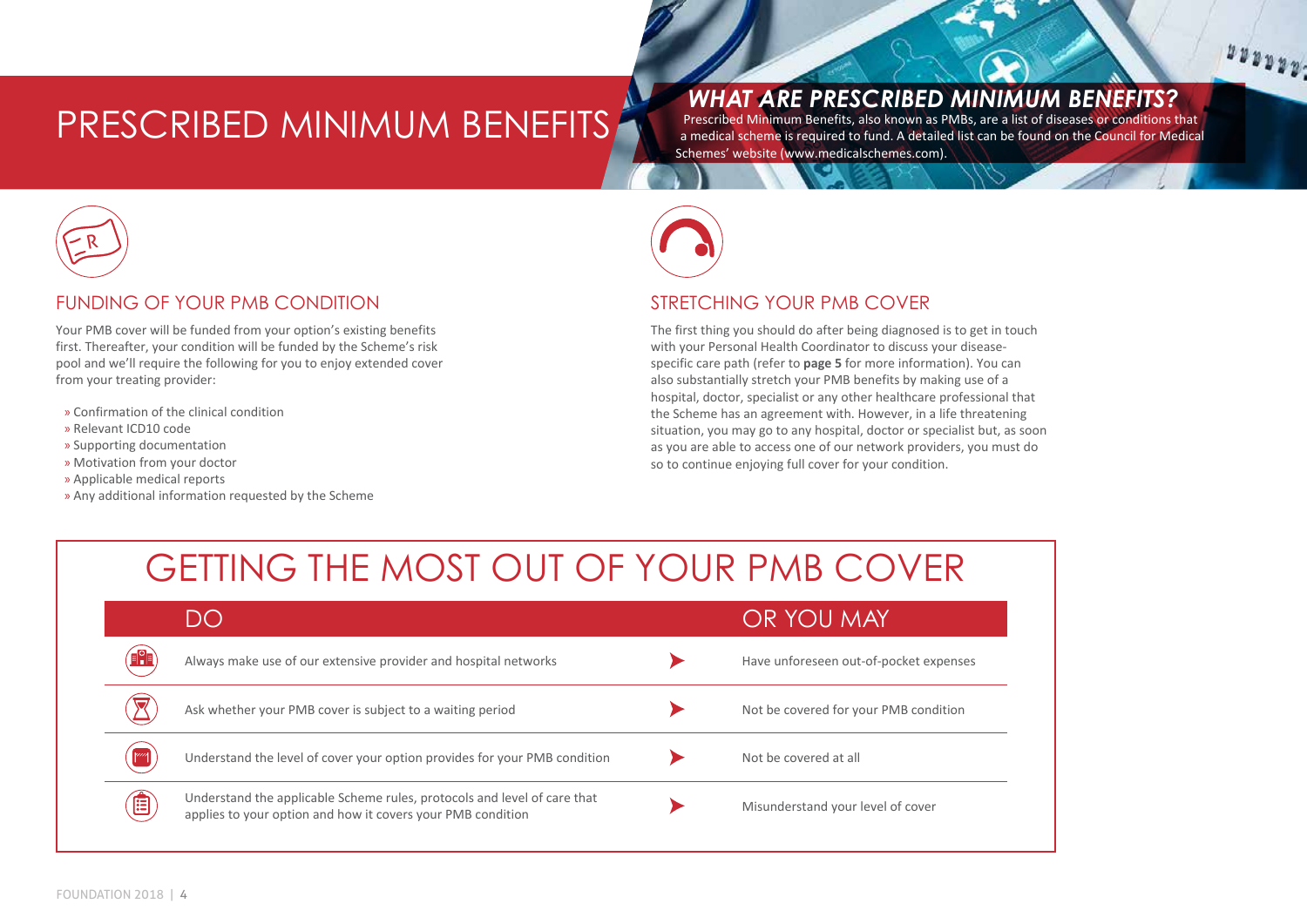# PRESCRIBED MINIMUM BENEFITS

## *WHAT ARE PRESCRIBED MINIMUM BENEFITS?*

Prescribed Minimum Benefits, also known as PMBs, are a list of diseases or conditions that a medical scheme is required to fund. A detailed list can be found on the Council for Medical Schemes' website (www.medicalschemes.com).

## FUNDING OF YOUR PMB CONDITION

Your PMB cover will be funded from your option's existing benefits first. Thereafter, your condition will be funded by the Scheme's risk pool and we'll require the following for you to enjoy extended cover from your treating provider:

» Confirmation of the clinical condition
» Relevant ICD10 code
» Supporting documentation
» Motivation from your doctor
» Applicable medical reports
» Any additional information requested by the Scheme

## STRETCHING YOUR PMB COVER

The first thing you should do after being diagnosed is to get in touch with your Personal Health Coordinator to discuss your disease-specific care path (refer to **page 5** for more information). You can also substantially stretch your PMB benefits by making use of a hospital, doctor, specialist or any other healthcare professional that the Scheme has an agreement with. However, in a life threatening situation, you may go to any hospital, doctor or specialist but, as soon as you are able to access one of our network providers, you must do so to continue enjoying full cover for your condition.

## GETTING THE MOST OUT OF YOUR PMB COVER

| DO | OR YOU MAY |
|---|---|
| Always make use of our extensive provider and hospital networks | Have unforeseen out-of-pocket expenses |
| Ask whether your PMB cover is subject to a waiting period | Not be covered for your PMB condition |
| Understand the level of cover your option provides for your PMB condition | Not be covered at all |
| Understand the applicable Scheme rules, protocols and level of care that applies to your option and how it covers your PMB condition | Misunderstand your level of cover |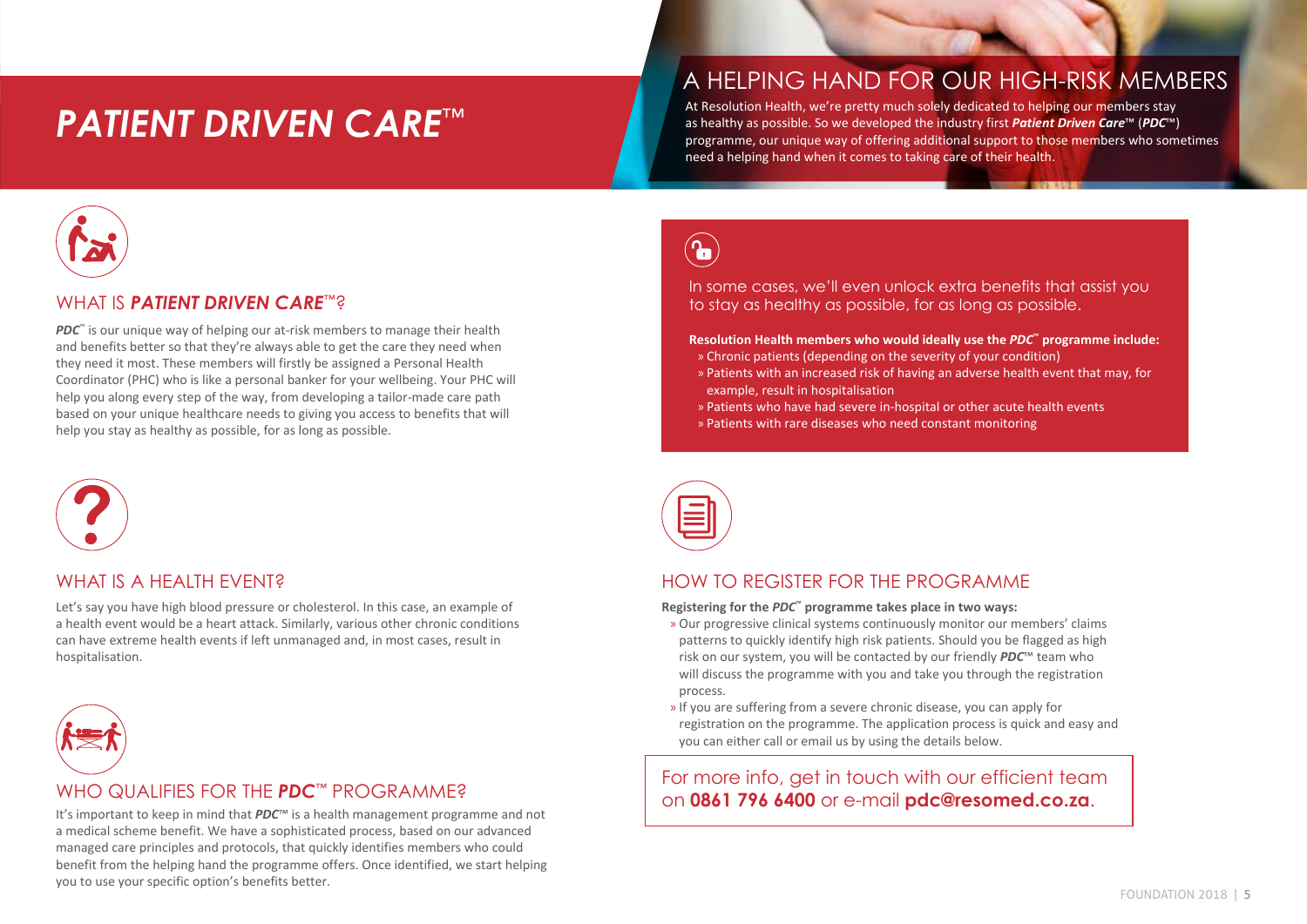# *PATIENT DRIVEN CARE*™

## A HELPING HAND FOR OUR HIGH-RISK MEMBERS

At Resolution Health, we're pretty much solely dedicated to helping our members stay as healthy as possible. So we developed the industry first ***Patient Driven Care***™ (***PDC***™) programme, our unique way of offering additional support to those members who sometimes need a helping hand when it comes to taking care of their health.

## WHAT IS ***PATIENT DRIVEN CARE***™?

***PDC***™ is our unique way of helping our at-risk members to manage their health and benefits better so that they're always able to get the care they need when they need it most. These members will firstly be assigned a Personal Health Coordinator (PHC) who is like a personal banker for your wellbeing. Your PHC will help you along every step of the way, from developing a tailor-made care path based on your unique healthcare needs to giving you access to benefits that will help you stay as healthy as possible, for as long as possible.

## WHAT IS A HEALTH EVENT?

Let's say you have high blood pressure or cholesterol. In this case, an example of a health event would be a heart attack. Similarly, various other chronic conditions can have extreme health events if left unmanaged and, in most cases, result in hospitalisation.

## WHO QUALIFIES FOR THE ***PDC***™ PROGRAMME?

It's important to keep in mind that ***PDC***™ is a health management programme and not a medical scheme benefit. We have a sophisticated process, based on our advanced managed care principles and protocols, that quickly identifies members who could benefit from the helping hand the programme offers. Once identified, we start helping you to use your specific option's benefits better.

In some cases, we'll even unlock extra benefits that assist you to stay as healthy as possible, for as long as possible.

**Resolution Health members who would ideally use the *PDC*™ programme include:**

- Chronic patients (depending on the severity of your condition)
- Patients with an increased risk of having an adverse health event that may, for example, result in hospitalisation
- Patients who have had severe in-hospital or other acute health events
- Patients with rare diseases who need constant monitoring

## HOW TO REGISTER FOR THE PROGRAMME

**Registering for the *PDC*™ programme takes place in two ways:**

- Our progressive clinical systems continuously monitor our members' claims patterns to quickly identify high risk patients. Should you be flagged as high risk on our system, you will be contacted by our friendly ***PDC***™ team who will discuss the programme with you and take you through the registration process.
- If you are suffering from a severe chronic disease, you can apply for registration on the programme. The application process is quick and easy and you can either call or email us by using the details below.

For more info, get in touch with our efficient team on **0861 796 6400** or e-mail **pdc@resomed.co.za**.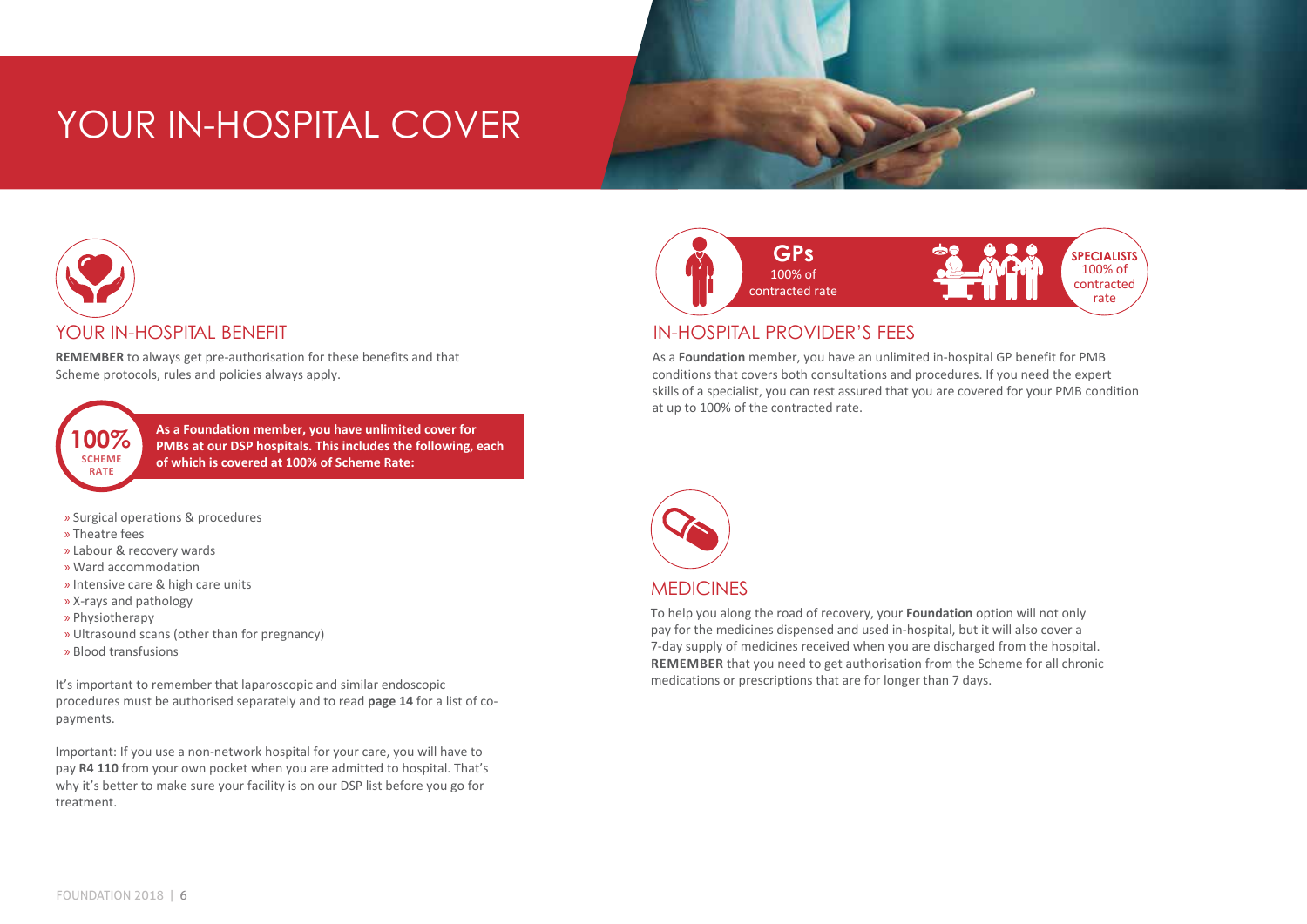# YOUR IN-HOSPITAL COVER

## YOUR IN-HOSPITAL BENEFIT

**REMEMBER** to always get pre-authorisation for these benefits and that Scheme protocols, rules and policies always apply.

**100% SCHEME RATE**

**As a Foundation member, you have unlimited cover for PMBs at our DSP hospitals. This includes the following, each of which is covered at 100% of Scheme Rate:**

- » Surgical operations & procedures
- » Theatre fees
- » Labour & recovery wards
- » Ward accommodation
- » Intensive care & high care units
- » X-rays and pathology
- » Physiotherapy
- » Ultrasound scans (other than for pregnancy)
- » Blood transfusions

It's important to remember that laparoscopic and similar endoscopic procedures must be authorised separately and to read **page 14** for a list of co-payments.

Important: If you use a non-network hospital for your care, you will have to pay **R4 110** from your own pocket when you are admitted to hospital. That's why it's better to make sure your facility is on our DSP list before you go for treatment.

**GPs** 100% of contracted rate

**SPECIALISTS** 100% of contracted rate

## IN-HOSPITAL PROVIDER'S FEES

As a **Foundation** member, you have an unlimited in-hospital GP benefit for PMB conditions that covers both consultations and procedures. If you need the expert skills of a specialist, you can rest assured that you are covered for your PMB condition at up to 100% of the contracted rate.

## MEDICINES

To help you along the road of recovery, your **Foundation** option will not only pay for the medicines dispensed and used in-hospital, but it will also cover a 7-day supply of medicines received when you are discharged from the hospital. **REMEMBER** that you need to get authorisation from the Scheme for all chronic medications or prescriptions that are for longer than 7 days.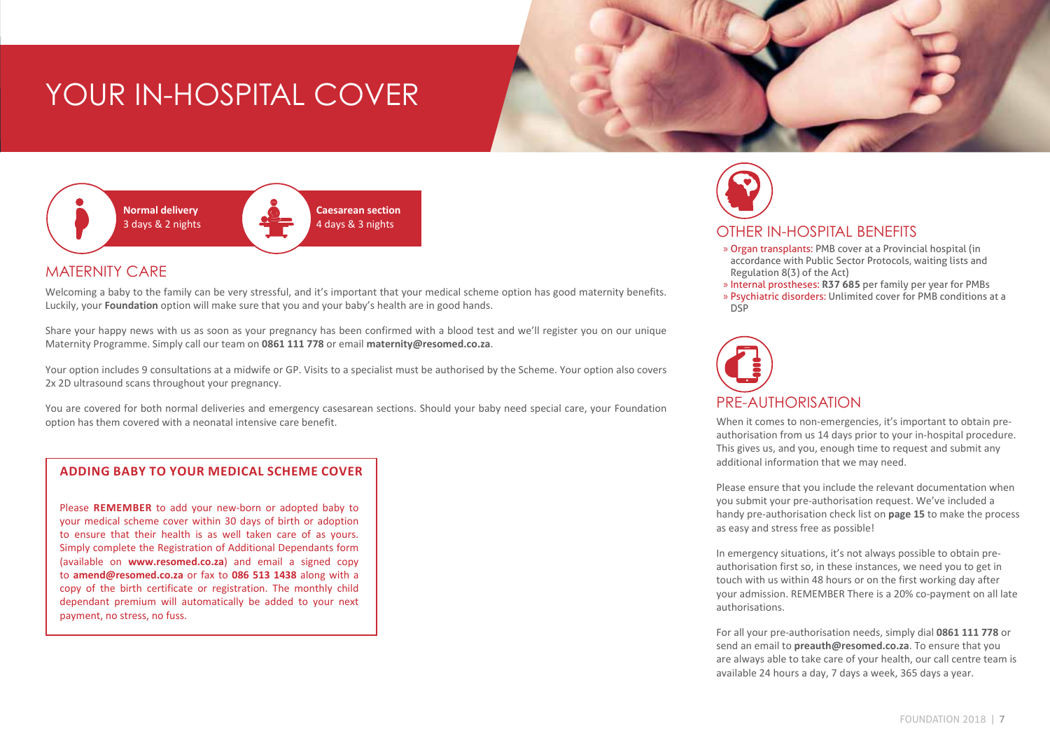# YOUR IN-HOSPITAL COVER

**Normal delivery**
3 days & 2 nights

**Caesarean section**
4 days & 3 nights

## MATERNITY CARE

Welcoming a baby to the family can be very stressful, and it's important that your medical scheme option has good maternity benefits. Luckily, your **Foundation** option will make sure that you and your baby's health are in good hands.

Share your happy news with us as soon as your pregnancy has been confirmed with a blood test and we'll register you on our unique Maternity Programme. Simply call our team on **0861 111 778** or email **maternity@resomed.co.za**.

Your option includes 9 consultations at a midwife or GP. Visits to a specialist must be authorised by the Scheme. Your option also covers 2x 2D ultrasound scans throughout your pregnancy.

You are covered for both normal deliveries and emergency casesarean sections. Should your baby need special care, your Foundation option has them covered with a neonatal intensive care benefit.

### ADDING BABY TO YOUR MEDICAL SCHEME COVER

Please **REMEMBER** to add your new-born or adopted baby to your medical scheme cover within 30 days of birth or adoption to ensure that their health is as well taken care of as yours. Simply complete the Registration of Additional Dependants form (available on **www.resomed.co.za**) and email a signed copy to **amend@resomed.co.za** or fax to **086 513 1438** along with a copy of the birth certificate or registration. The monthly child dependant premium will automatically be added to your next payment, no stress, no fuss.

## OTHER IN-HOSPITAL BENEFITS

- Organ transplants: PMB cover at a Provincial hospital (in accordance with Public Sector Protocols, waiting lists and Regulation 8(3) of the Act)
- Internal prostheses: **R37 685** per family per year for PMBs
- Psychiatric disorders: Unlimited cover for PMB conditions at a DSP

## PRE-AUTHORISATION

When it comes to non-emergencies, it's important to obtain pre-authorisation from us 14 days prior to your in-hospital procedure. This gives us, and you, enough time to request and submit any additional information that we may need.

Please ensure that you include the relevant documentation when you submit your pre-authorisation request. We've included a handy pre-authorisation check list on **page 15** to make the process as easy and stress free as possible!

In emergency situations, it's not always possible to obtain pre-authorisation first so, in these instances, we need you to get in touch with us within 48 hours or on the first working day after your admission. REMEMBER There is a 20% co-payment on all late authorisations.

For all your pre-authorisation needs, simply dial **0861 111 778** or send an email to **preauth@resomed.co.za**. To ensure that you are always able to take care of your health, our call centre team is available 24 hours a day, 7 days a week, 365 days a year.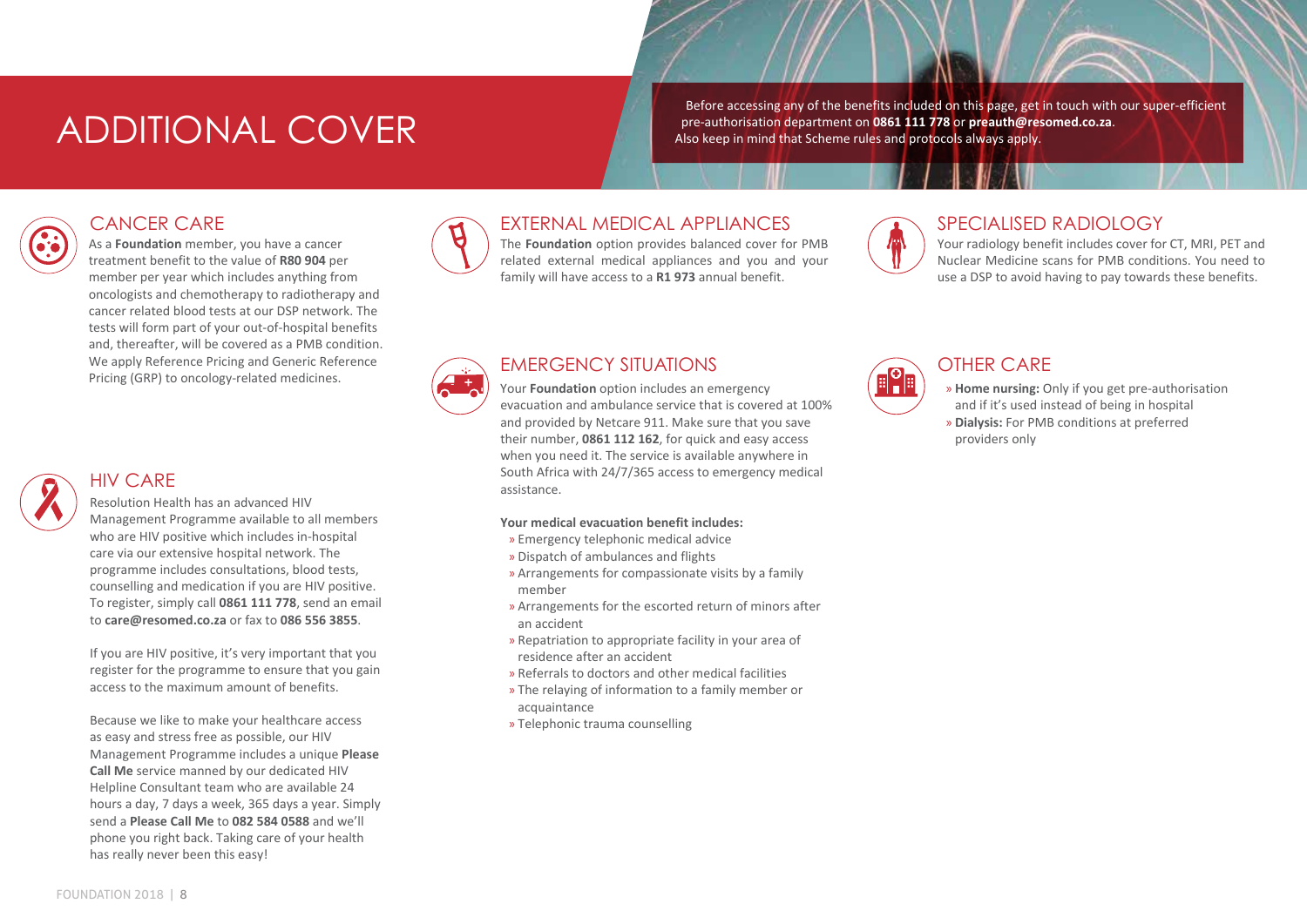# ADDITIONAL COVER

Before accessing any of the benefits included on this page, get in touch with our super-efficient pre-authorisation department on **0861 111 778** or **preauth@resomed.co.za**. Also keep in mind that Scheme rules and protocols always apply.

## CANCER CARE

As a **Foundation** member, you have a cancer treatment benefit to the value of **R80 904** per member per year which includes anything from oncologists and chemotherapy to radiotherapy and cancer related blood tests at our DSP network. The tests will form part of your out-of-hospital benefits and, thereafter, will be covered as a PMB condition. We apply Reference Pricing and Generic Reference Pricing (GRP) to oncology-related medicines.

## HIV CARE

Resolution Health has an advanced HIV Management Programme available to all members who are HIV positive which includes in-hospital care via our extensive hospital network. The programme includes consultations, blood tests, counselling and medication if you are HIV positive. To register, simply call **0861 111 778**, send an email to **care@resomed.co.za** or fax to **086 556 3855**.

If you are HIV positive, it's very important that you register for the programme to ensure that you gain access to the maximum amount of benefits.

Because we like to make your healthcare access as easy and stress free as possible, our HIV Management Programme includes a unique **Please Call Me** service manned by our dedicated HIV Helpline Consultant team who are available 24 hours a day, 7 days a week, 365 days a year. Simply send a **Please Call Me** to **082 584 0588** and we'll phone you right back. Taking care of your health has really never been this easy!

## EXTERNAL MEDICAL APPLIANCES

The **Foundation** option provides balanced cover for PMB related external medical appliances and you and your family will have access to a **R1 973** annual benefit.

## EMERGENCY SITUATIONS

Your **Foundation** option includes an emergency evacuation and ambulance service that is covered at 100% and provided by Netcare 911. Make sure that you save their number, **0861 112 162**, for quick and easy access when you need it. The service is available anywhere in South Africa with 24/7/365 access to emergency medical assistance.

**Your medical evacuation benefit includes:**

- Emergency telephonic medical advice
- Dispatch of ambulances and flights
- Arrangements for compassionate visits by a family member
- Arrangements for the escorted return of minors after an accident
- Repatriation to appropriate facility in your area of residence after an accident
- Referrals to doctors and other medical facilities
- The relaying of information to a family member or acquaintance
- Telephonic trauma counselling

## SPECIALISED RADIOLOGY

Your radiology benefit includes cover for CT, MRI, PET and Nuclear Medicine scans for PMB conditions. You need to use a DSP to avoid having to pay towards these benefits.

## OTHER CARE

- **Home nursing:** Only if you get pre-authorisation and if it's used instead of being in hospital
- **Dialysis:** For PMB conditions at preferred providers only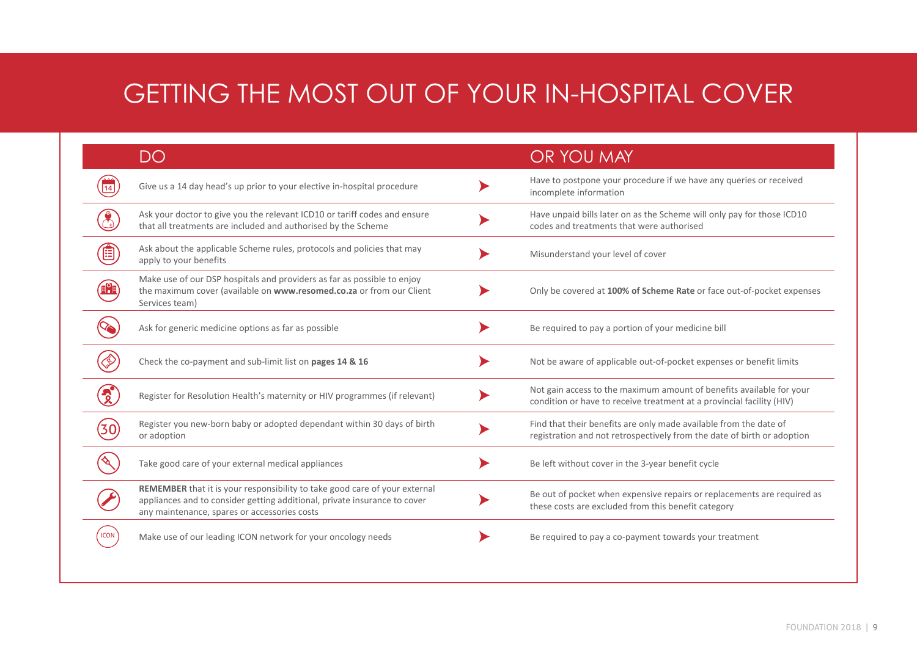# GETTING THE MOST OUT OF YOUR IN-HOSPITAL COVER

| DO | OR YOU MAY |
|---|---|
| Give us a 14 day head's up prior to your elective in-hospital procedure | Have to postpone your procedure if we have any queries or received incomplete information |
| Ask your doctor to give you the relevant ICD10 or tariff codes and ensure that all treatments are included and authorised by the Scheme | Have unpaid bills later on as the Scheme will only pay for those ICD10 codes and treatments that were authorised |
| Ask about the applicable Scheme rules, protocols and policies that may apply to your benefits | Misunderstand your level of cover |
| Make use of our DSP hospitals and providers as far as possible to enjoy the maximum cover (available on **www.resomed.co.za** or from our Client Services team) | Only be covered at **100% of Scheme Rate** or face out-of-pocket expenses |
| Ask for generic medicine options as far as possible | Be required to pay a portion of your medicine bill |
| Check the co-payment and sub-limit list on **pages 14 & 16** | Not be aware of applicable out-of-pocket expenses or benefit limits |
| Register for Resolution Health's maternity or HIV programmes (if relevant) | Not gain access to the maximum amount of benefits available for your condition or have to receive treatment at a provincial facility (HIV) |
| Register you new-born baby or adopted dependant within 30 days of birth or adoption | Find that their benefits are only made available from the date of registration and not retrospectively from the date of birth or adoption |
| Take good care of your external medical appliances | Be left without cover in the 3-year benefit cycle |
| **REMEMBER** that it is your responsibility to take good care of your external appliances and to consider getting additional, private insurance to cover any maintenance, spares or accessories costs | Be out of pocket when expensive repairs or replacements are required as these costs are excluded from this benefit category |
| Make use of our leading ICON network for your oncology needs | Be required to pay a co-payment towards your treatment |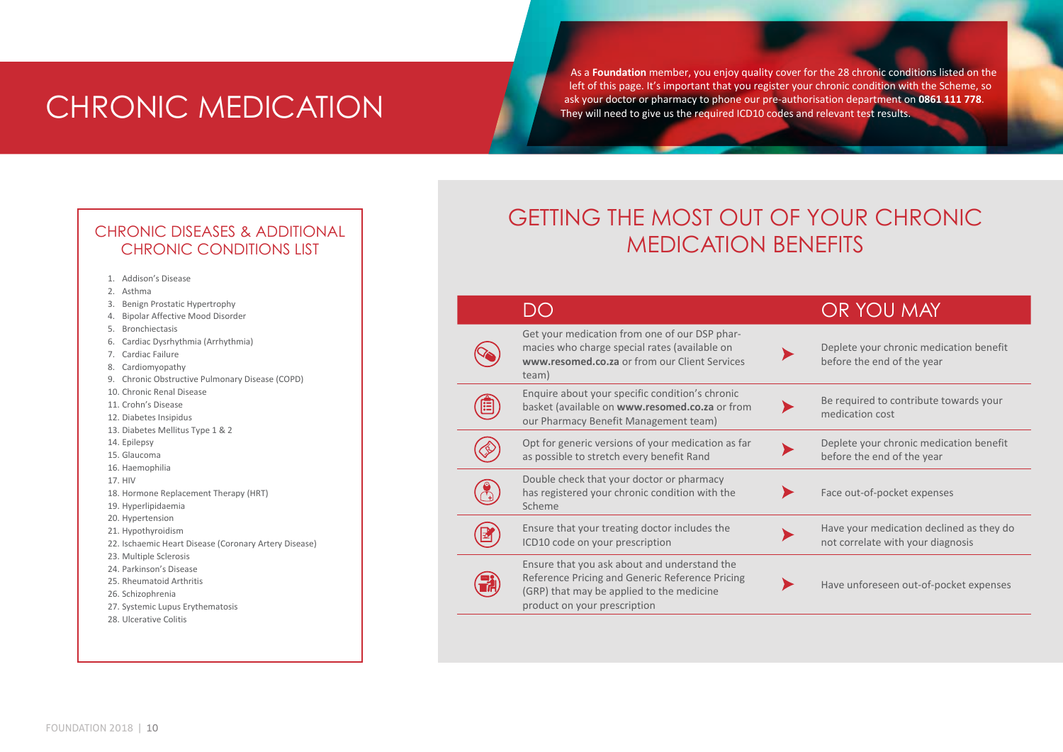# CHRONIC MEDICATION

As a **Foundation** member, you enjoy quality cover for the 28 chronic conditions listed on the left of this page. It's important that you register your chronic condition with the Scheme, so ask your doctor or pharmacy to phone our pre-authorisation department on **0861 111 778**. They will need to give us the required ICD10 codes and relevant test results.

## CHRONIC DISEASES & ADDITIONAL CHRONIC CONDITIONS LIST

1. Addison's Disease
2. Asthma
3. Benign Prostatic Hypertrophy
4. Bipolar Affective Mood Disorder
5. Bronchiectasis
6. Cardiac Dysrhythmia (Arrhythmia)
7. Cardiac Failure
8. Cardiomyopathy
9. Chronic Obstructive Pulmonary Disease (COPD)
10. Chronic Renal Disease
11. Crohn's Disease
12. Diabetes Insipidus
13. Diabetes Mellitus Type 1 & 2
14. Epilepsy
15. Glaucoma
16. Haemophilia
17. HIV
18. Hormone Replacement Therapy (HRT)
19. Hyperlipidaemia
20. Hypertension
21. Hypothyroidism
22. Ischaemic Heart Disease (Coronary Artery Disease)
23. Multiple Sclerosis
24. Parkinson's Disease
25. Rheumatoid Arthritis
26. Schizophrenia
27. Systemic Lupus Erythematosis
28. Ulcerative Colitis

## GETTING THE MOST OUT OF YOUR CHRONIC MEDICATION BENEFITS

| DO | OR YOU MAY |
|---|---|
| Get your medication from one of our DSP pharmacies who charge special rates (available on **www.resomed.co.za** or from our Client Services team) | Deplete your chronic medication benefit before the end of the year |
| Enquire about your specific condition's chronic basket (available on **www.resomed.co.za** or from our Pharmacy Benefit Management team) | Be required to contribute towards your medication cost |
| Opt for generic versions of your medication as far as possible to stretch every benefit Rand | Deplete your chronic medication benefit before the end of the year |
| Double check that your doctor or pharmacy has registered your chronic condition with the Scheme | Face out-of-pocket expenses |
| Ensure that your treating doctor includes the ICD10 code on your prescription | Have your medication declined as they do not correlate with your diagnosis |
| Ensure that you ask about and understand the Reference Pricing and Generic Reference Pricing (GRP) that may be applied to the medicine product on your prescription | Have unforeseen out-of-pocket expenses |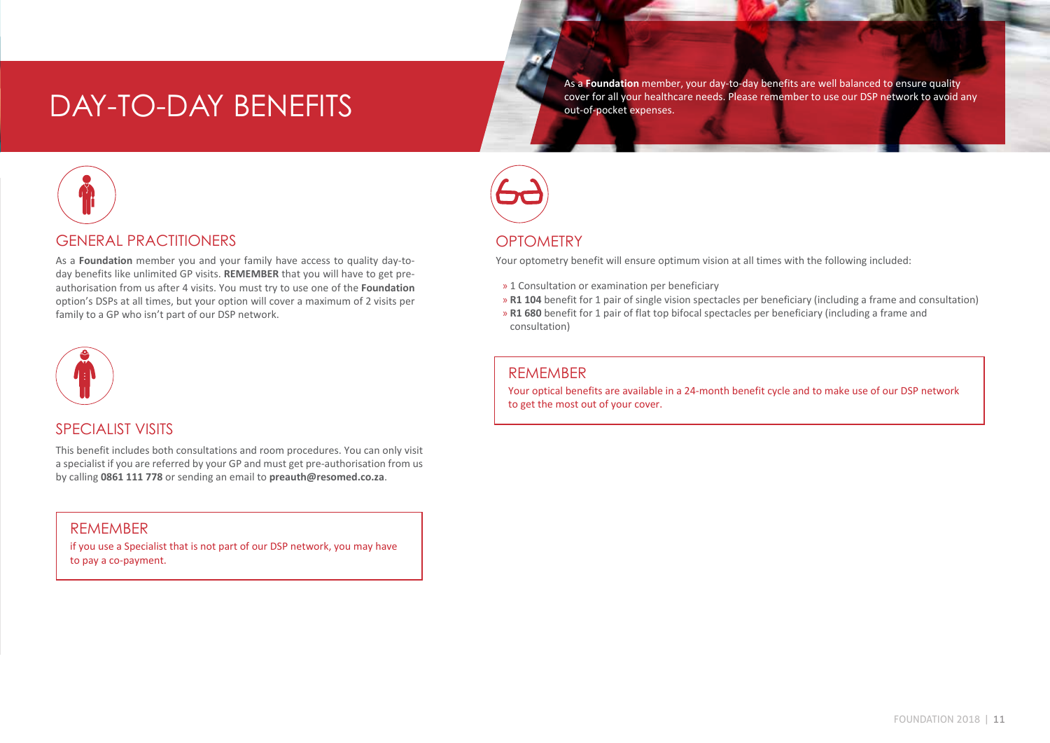# DAY-TO-DAY BENEFITS

As a **Foundation** member, your day-to-day benefits are well balanced to ensure quality cover for all your healthcare needs. Please remember to use our DSP network to avoid any out-of-pocket expenses.

## GENERAL PRACTITIONERS

As a **Foundation** member you and your family have access to quality day-to-day benefits like unlimited GP visits. **REMEMBER** that you will have to get pre-authorisation from us after 4 visits. You must try to use one of the **Foundation** option's DSPs at all times, but your option will cover a maximum of 2 visits per family to a GP who isn't part of our DSP network.

## SPECIALIST VISITS

This benefit includes both consultations and room procedures. You can only visit a specialist if you are referred by your GP and must get pre-authorisation from us by calling **0861 111 778** or sending an email to **preauth@resomed.co.za**.

> **REMEMBER**
>
> if you use a Specialist that is not part of our DSP network, you may have to pay a co-payment.

## OPTOMETRY

Your optometry benefit will ensure optimum vision at all times with the following included:

- 1 Consultation or examination per beneficiary
- **R1 104** benefit for 1 pair of single vision spectacles per beneficiary (including a frame and consultation)
- **R1 680** benefit for 1 pair of flat top bifocal spectacles per beneficiary (including a frame and consultation)

> **REMEMBER**
>
> Your optical benefits are available in a 24-month benefit cycle and to make use of our DSP network to get the most out of your cover.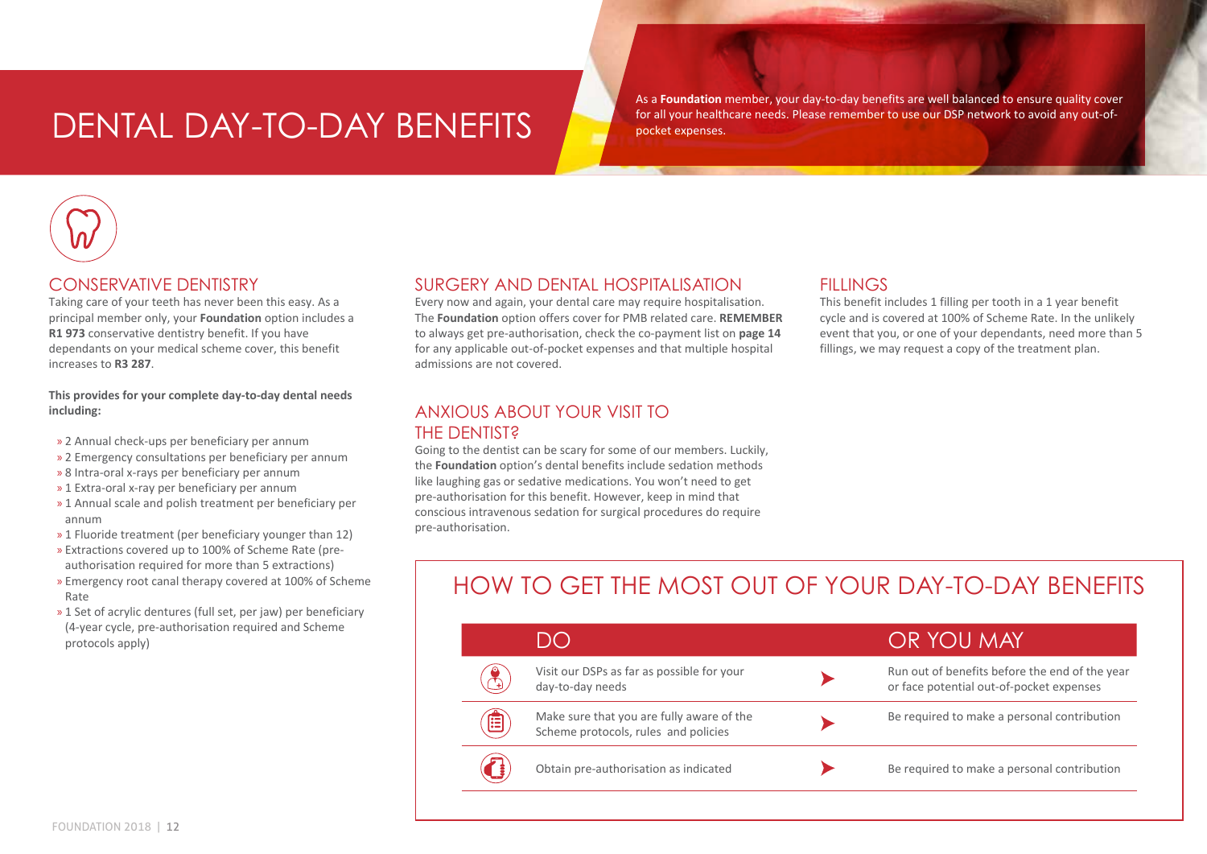# DENTAL DAY-TO-DAY BENEFITS

As a **Foundation** member, your day-to-day benefits are well balanced to ensure quality cover for all your healthcare needs. Please remember to use our DSP network to avoid any out-of-pocket expenses.

## CONSERVATIVE DENTISTRY

Taking care of your teeth has never been this easy. As a principal member only, your **Foundation** option includes a **R1 973** conservative dentistry benefit. If you have dependants on your medical scheme cover, this benefit increases to **R3 287**.

**This provides for your complete day-to-day dental needs including:**

- 2 Annual check-ups per beneficiary per annum
- 2 Emergency consultations per beneficiary per annum
- 8 Intra-oral x-rays per beneficiary per annum
- 1 Extra-oral x-ray per beneficiary per annum
- 1 Annual scale and polish treatment per beneficiary per annum
- 1 Fluoride treatment (per beneficiary younger than 12)
- Extractions covered up to 100% of Scheme Rate (pre-authorisation required for more than 5 extractions)
- Emergency root canal therapy covered at 100% of Scheme Rate
- 1 Set of acrylic dentures (full set, per jaw) per beneficiary (4-year cycle, pre-authorisation required and Scheme protocols apply)

## SURGERY AND DENTAL HOSPITALISATION

Every now and again, your dental care may require hospitalisation. The **Foundation** option offers cover for PMB related care. **REMEMBER** to always get pre-authorisation, check the co-payment list on **page 14** for any applicable out-of-pocket expenses and that multiple hospital admissions are not covered.

## ANXIOUS ABOUT YOUR VISIT TO THE DENTIST?

Going to the dentist can be scary for some of our members. Luckily, the **Foundation** option's dental benefits include sedation methods like laughing gas or sedative medications. You won't need to get pre-authorisation for this benefit. However, keep in mind that conscious intravenous sedation for surgical procedures do require pre-authorisation.

## FILLINGS

This benefit includes 1 filling per tooth in a 1 year benefit cycle and is covered at 100% of Scheme Rate. In the unlikely event that you, or one of your dependants, need more than 5 fillings, we may request a copy of the treatment plan.

## HOW TO GET THE MOST OUT OF YOUR DAY-TO-DAY BENEFITS

| DO | OR YOU MAY |
|---|---|
| Visit our DSPs as far as possible for your day-to-day needs | Run out of benefits before the end of the year or face potential out-of-pocket expenses |
| Make sure that you are fully aware of the Scheme protocols, rules and policies | Be required to make a personal contribution |
| Obtain pre-authorisation as indicated | Be required to make a personal contribution |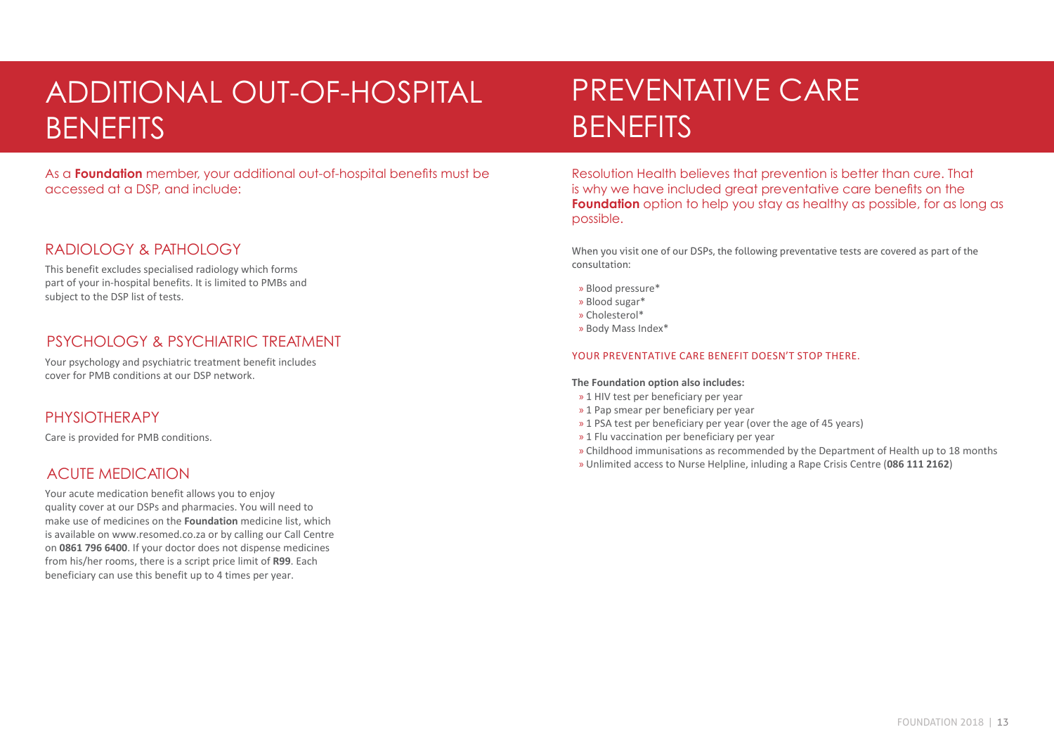# ADDITIONAL OUT-OF-HOSPITAL BENEFITS

As a **Foundation** member, your additional out-of-hospital benefits must be accessed at a DSP, and include:

## RADIOLOGY & PATHOLOGY

This benefit excludes specialised radiology which forms part of your in-hospital benefits. It is limited to PMBs and subject to the DSP list of tests.

## PSYCHOLOGY & PSYCHIATRIC TREATMENT

Your psychology and psychiatric treatment benefit includes cover for PMB conditions at our DSP network.

## PHYSIOTHERAPY

Care is provided for PMB conditions.

## ACUTE MEDICATION

Your acute medication benefit allows you to enjoy quality cover at our DSPs and pharmacies. You will need to make use of medicines on the **Foundation** medicine list, which is available on www.resomed.co.za or by calling our Call Centre on **0861 796 6400**. If your doctor does not dispense medicines from his/her rooms, there is a script price limit of **R99**. Each beneficiary can use this benefit up to 4 times per year.

# PREVENTATIVE CARE BENEFITS

Resolution Health believes that prevention is better than cure. That is why we have included great preventative care benefits on the **Foundation** option to help you stay as healthy as possible, for as long as possible.

When you visit one of our DSPs, the following preventative tests are covered as part of the consultation:

- Blood pressure*
- Blood sugar*
- Cholesterol*
- Body Mass Index*

### YOUR PREVENTATIVE CARE BENEFIT DOESN'T STOP THERE.

**The Foundation option also includes:**

- 1 HIV test per beneficiary per year
- 1 Pap smear per beneficiary per year
- 1 PSA test per beneficiary per year (over the age of 45 years)
- 1 Flu vaccination per beneficiary per year
- Childhood immunisations as recommended by the Department of Health up to 18 months
- Unlimited access to Nurse Helpline, inluding a Rape Crisis Centre (**086 111 2162**)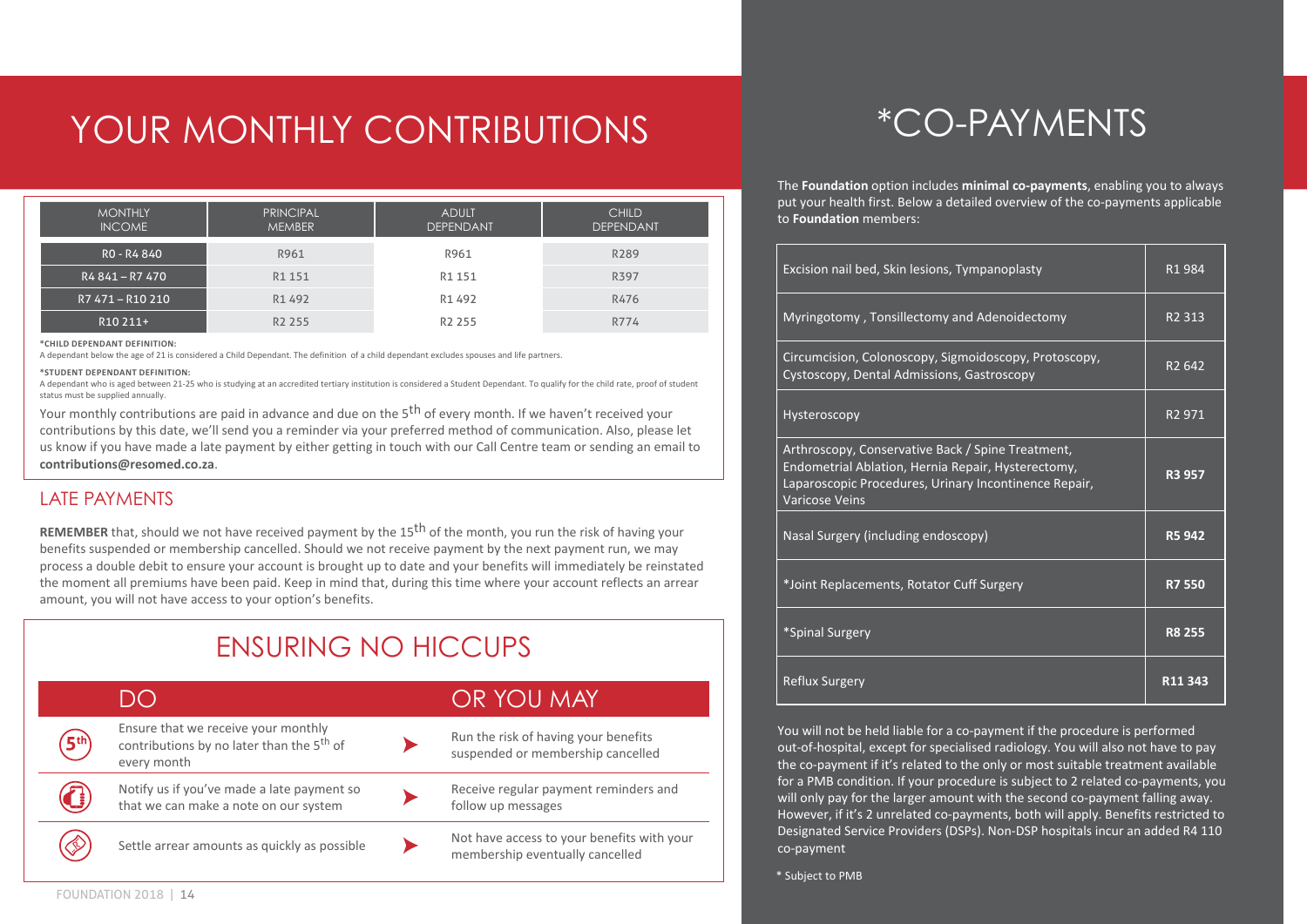# YOUR MONTHLY CONTRIBUTIONS

| MONTHLY INCOME | PRINCIPAL MEMBER | ADULT DEPENDANT | CHILD DEPENDANT |
|---|---|---|---|
| R0 - R4 840 | R961 | R961 | R289 |
| R4 841 – R7 470 | R1 151 | R1 151 | R397 |
| R7 471 – R10 210 | R1 492 | R1 492 | R476 |
| R10 211+ | R2 255 | R2 255 | R774 |

***CHILD DEPENDANT DEFINITION:**
A dependant below the age of 21 is considered a Child Dependant. The definition of a child dependant excludes spouses and life partners.

***STUDENT DEPENDANT DEFINITION:**
A dependant who is aged between 21-25 who is studying at an accredited tertiary institution is considered a Student Dependant. To qualify for the child rate, proof of student status must be supplied annually.

Your monthly contributions are paid in advance and due on the 5th of every month. If we haven't received your contributions by this date, we'll send you a reminder via your preferred method of communication. Also, please let us know if you have made a late payment by either getting in touch with our Call Centre team or sending an email to **contributions@resomed.co.za**.

## LATE PAYMENTS

**REMEMBER** that, should we not have received payment by the 15th of the month, you run the risk of having your benefits suspended or membership cancelled. Should we not receive payment by the next payment run, we may process a double debit to ensure your account is brought up to date and your benefits will immediately be reinstated the moment all premiums have been paid. Keep in mind that, during this time where your account reflects an arrear amount, you will not have access to your option's benefits.

## ENSURING NO HICCUPS

| DO | OR YOU MAY |
|---|---|
| Ensure that we receive your monthly contributions by no later than the 5th of every month | Run the risk of having your benefits suspended or membership cancelled |
| Notify us if you've made a late payment so that we can make a note on our system | Receive regular payment reminders and follow up messages |
| Settle arrear amounts as quickly as possible | Not have access to your benefits with your membership eventually cancelled |

# *CO-PAYMENTS

The **Foundation** option includes **minimal co-payments**, enabling you to always put your health first. Below a detailed overview of the co-payments applicable to **Foundation** members:

| Procedure | Co-payment |
|---|---|
| Excision nail bed, Skin lesions, Tympanoplasty | R1 984 |
| Myringotomy , Tonsillectomy and Adenoidectomy | R2 313 |
| Circumcision, Colonoscopy, Sigmoidoscopy, Protoscopy, Cystoscopy, Dental Admissions, Gastroscopy | R2 642 |
| Hysteroscopy | R2 971 |
| Arthroscopy, Conservative Back / Spine Treatment, Endometrial Ablation, Hernia Repair, Hysterectomy, Laparoscopic Procedures, Urinary Incontinence Repair, Varicose Veins | **R3 957** |
| Nasal Surgery (including endoscopy) | **R5 942** |
| *Joint Replacements, Rotator Cuff Surgery | **R7 550** |
| *Spinal Surgery | **R8 255** |
| Reflux Surgery | **R11 343** |

You will not be held liable for a co-payment if the procedure is performed out-of-hospital, except for specialised radiology. You will also not have to pay the co-payment if it's related to the only or most suitable treatment available for a PMB condition. If your procedure is subject to 2 related co-payments, you will only pay for the larger amount with the second co-payment falling away. However, if it's 2 unrelated co-payments, both will apply. Benefits restricted to Designated Service Providers (DSPs). Non-DSP hospitals incur an added R4 110 co-payment

* Subject to PMB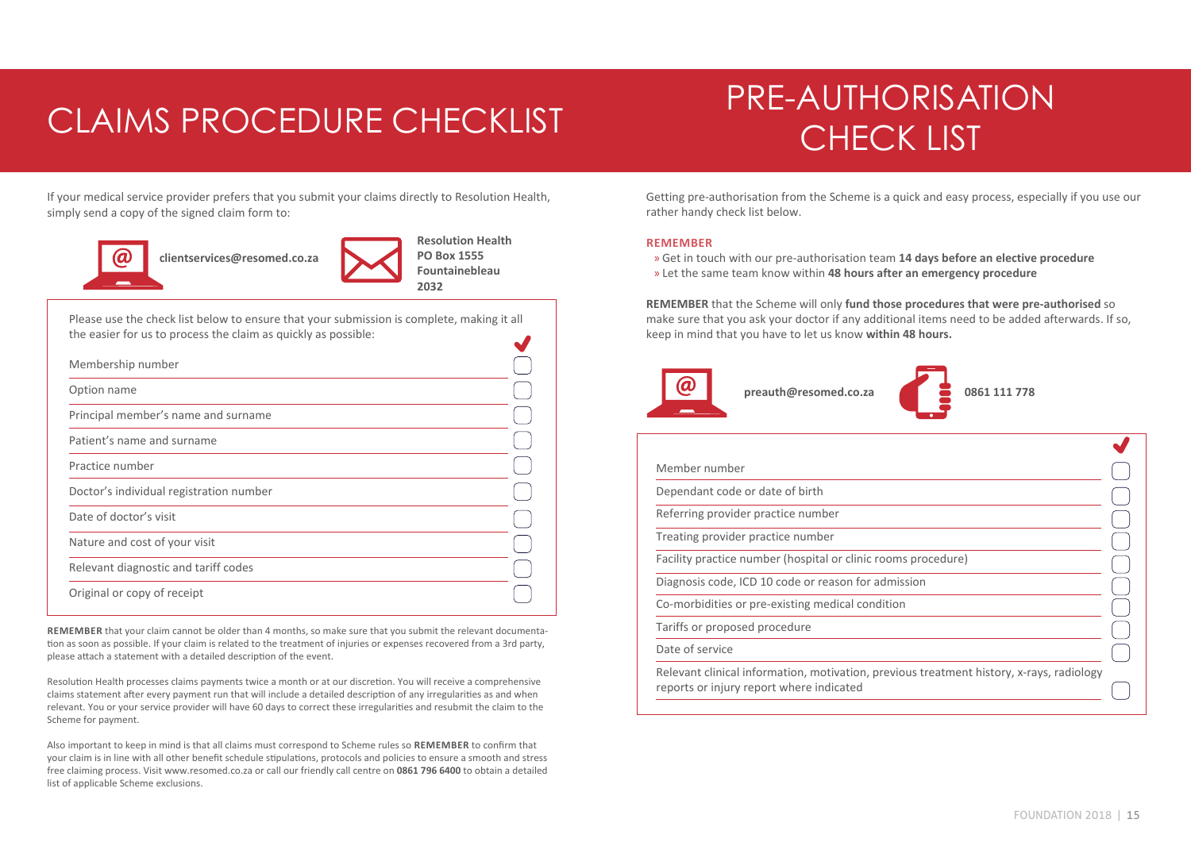# CLAIMS PROCEDURE CHECKLIST

If your medical service provider prefers that you submit your claims directly to Resolution Health, simply send a copy of the signed claim form to:

**clientservices@resomed.co.za**

**Resolution Health**
**PO Box 1555**
**Fountainebleau**
**2032**

Please use the check list below to ensure that your submission is complete, making it all the easier for us to process the claim as quickly as possible:

| | ✔ |
|---|---|
| Membership number | ☐ |
| Option name | ☐ |
| Principal member's name and surname | ☐ |
| Patient's name and surname | ☐ |
| Practice number | ☐ |
| Doctor's individual registration number | ☐ |
| Date of doctor's visit | ☐ |
| Nature and cost of your visit | ☐ |
| Relevant diagnostic and tariff codes | ☐ |
| Original or copy of receipt | ☐ |

**REMEMBER** that your claim cannot be older than 4 months, so make sure that you submit the relevant documentation as soon as possible. If your claim is related to the treatment of injuries or expenses recovered from a 3rd party, please attach a statement with a detailed description of the event.

Resolution Health processes claims payments twice a month or at our discretion. You will receive a comprehensive claims statement after every payment run that will include a detailed description of any irregularities as and when relevant. You or your service provider will have 60 days to correct these irregularities and resubmit the claim to the Scheme for payment.

Also important to keep in mind is that all claims must correspond to Scheme rules so **REMEMBER** to confirm that your claim is in line with all other benefit schedule stipulations, protocols and policies to ensure a smooth and stress free claiming process. Visit www.resomed.co.za or call our friendly call centre on **0861 796 6400** to obtain a detailed list of applicable Scheme exclusions.

# PRE-AUTHORISATION CHECK LIST

Getting pre-authorisation from the Scheme is a quick and easy process, especially if you use our rather handy check list below.

**REMEMBER**

- » Get in touch with our pre-authorisation team **14 days before an elective procedure**
- » Let the same team know within **48 hours after an emergency procedure**

**REMEMBER** that the Scheme will only **fund those procedures that were pre-authorised** so make sure that you ask your doctor if any additional items need to be added afterwards. If so, keep in mind that you have to let us know **within 48 hours.**

**preauth@resomed.co.za**

**0861 111 778**

| | ✔ |
|---|---|
| Member number | ☐ |
| Dependant code or date of birth | ☐ |
| Referring provider practice number | ☐ |
| Treating provider practice number | ☐ |
| Facility practice number (hospital or clinic rooms procedure) | ☐ |
| Diagnosis code, ICD 10 code or reason for admission | ☐ |
| Co-morbidities or pre-existing medical condition | ☐ |
| Tariffs or proposed procedure | ☐ |
| Date of service | ☐ |
| Relevant clinical information, motivation, previous treatment history, x-rays, radiology reports or injury report where indicated | ☐ |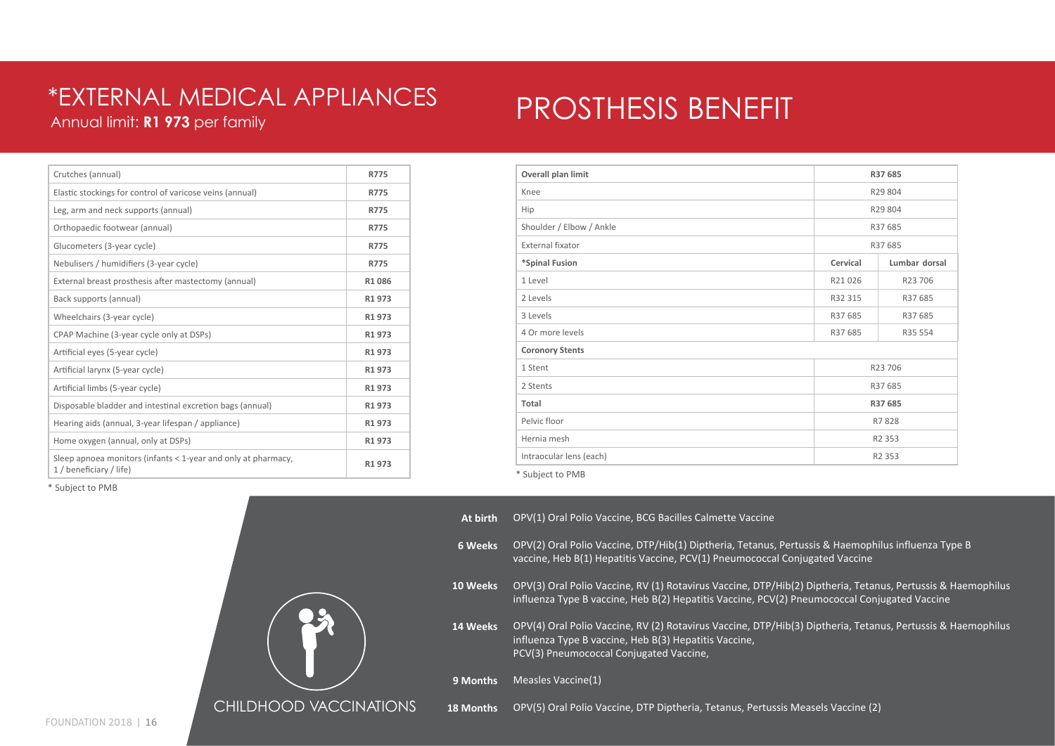# *EXTERNAL MEDICAL APPLIANCES

Annual limit: **R1 973** per family

| | |
|---|---|
| Crutches (annual) | **R775** |
| Elastic stockings for control of varicose veins (annual) | **R775** |
| Leg, arm and neck supports (annual) | **R775** |
| Orthopaedic footwear (annual) | **R775** |
| Glucometers (3-year cycle) | **R775** |
| Nebulisers / humidifiers (3-year cycle) | **R775** |
| External breast prosthesis after mastectomy (annual) | **R1 086** |
| Back supports (annual) | **R1 973** |
| Wheelchairs (3-year cycle) | **R1 973** |
| CPAP Machine (3-year cycle only at DSPs) | **R1 973** |
| Artificial eyes (5-year cycle) | **R1 973** |
| Artificial larynx (5-year cycle) | **R1 973** |
| Artificial limbs (5-year cycle) | **R1 973** |
| Disposable bladder and intestinal excretion bags (annual) | **R1 973** |
| Hearing aids (annual, 3-year lifespan / appliance) | **R1 973** |
| Home oxygen (annual, only at DSPs) | **R1 973** |
| Sleep apnoea monitors (infants < 1-year and only at pharmacy, 1 / beneficiary / life) | **R1 973** |

* Subject to PMB

# PROSTHESIS BENEFIT

| **Overall plan limit** | **R37 685** | |
|---|---|---|
| Knee | R29 804 | |
| Hip | R29 804 | |
| Shoulder / Elbow / Ankle | R37 685 | |
| External fixator | R37 685 | |
| ***Spinal Fusion** | **Cervical** | **Lumbar dorsal** |
| 1 Level | R21 026 | R23 706 |
| 2 Levels | R32 315 | R37 685 |
| 3 Levels | R37 685 | R37 685 |
| 4 Or more levels | R37 685 | R35 554 |
| **Coronory Stents** | | |
| 1 Stent | R23 706 | |
| 2 Stents | R37 685 | |
| **Total** | **R37 685** | |
| Pelvic floor | R7 828 | |
| Hernia mesh | R2 353 | |
| Intraocular lens (each) | R2 353 | |

* Subject to PMB

# CHILDHOOD VACCINATIONS

| | |
|---|---|
| **At birth** | OPV(1) Oral Polio Vaccine, BCG Bacilles Calmette Vaccine |
| **6 Weeks** | OPV(2) Oral Polio Vaccine, DTP/Hib(1) Diptheria, Tetanus, Pertussis & Haemophilus influenza Type B vaccine, Heb B(1) Hepatitis Vaccine, PCV(1) Pneumococcal Conjugated Vaccine |
| **10 Weeks** | OPV(3) Oral Polio Vaccine, RV (1) Rotavirus Vaccine, DTP/Hib(2) Diptheria, Tetanus, Pertussis & Haemophilus influenza Type B vaccine, Heb B(2) Hepatitis Vaccine, PCV(2) Pneumococcal Conjugated Vaccine |
| **14 Weeks** | OPV(4) Oral Polio Vaccine, RV (2) Rotavirus Vaccine, DTP/Hib(3) Diptheria, Tetanus, Pertussis & Haemophilus influenza Type B vaccine, Heb B(3) Hepatitis Vaccine, PCV(3) Pneumococcal Conjugated Vaccine, |
| **9 Months** | Measles Vaccine(1) |
| **18 Months** | OPV(5) Oral Polio Vaccine, DTP Diptheria, Tetanus, Pertussis Measels Vaccine (2) |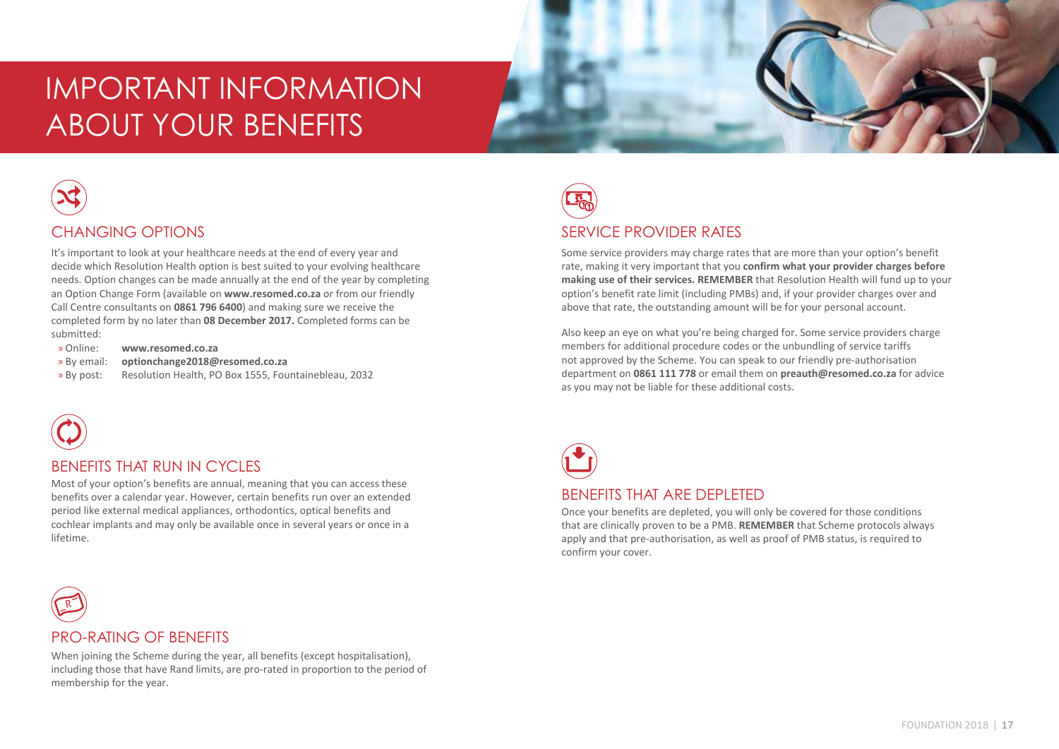# IMPORTANT INFORMATION ABOUT YOUR BENEFITS

## CHANGING OPTIONS

It's important to look at your healthcare needs at the end of every year and decide which Resolution Health option is best suited to your evolving healthcare needs. Option changes can be made annually at the end of the year by completing an Option Change Form (available on **www.resomed.co.za** or from our friendly Call Centre consultants on **0861 796 6400**) and making sure we receive the completed form by no later than **08 December 2017.** Completed forms can be submitted:

- Online: **www.resomed.co.za**
- By email: **optionchange2018@resomed.co.za**
- By post: Resolution Health, PO Box 1555, Fountainebleau, 2032

## BENEFITS THAT RUN IN CYCLES

Most of your option's benefits are annual, meaning that you can access these benefits over a calendar year. However, certain benefits run over an extended period like external medical appliances, orthodontics, optical benefits and cochlear implants and may only be available once in several years or once in a lifetime.

## PRO-RATING OF BENEFITS

When joining the Scheme during the year, all benefits (except hospitalisation), including those that have Rand limits, are pro-rated in proportion to the period of membership for the year.

## SERVICE PROVIDER RATES

Some service providers may charge rates that are more than your option's benefit rate, making it very important that you **confirm what your provider charges before making use of their services. REMEMBER** that Resolution Health will fund up to your option's benefit rate limit (including PMBs) and, if your provider charges over and above that rate, the outstanding amount will be for your personal account.

Also keep an eye on what you're being charged for. Some service providers charge members for additional procedure codes or the unbundling of service tariffs not approved by the Scheme. You can speak to our friendly pre-authorisation department on **0861 111 778** or email them on **preauth@resomed.co.za** for advice as you may not be liable for these additional costs.

## BENEFITS THAT ARE DEPLETED

Once your benefits are depleted, you will only be covered for those conditions that are clinically proven to be a PMB. **REMEMBER** that Scheme protocols always apply and that pre-authorisation, as well as proof of PMB status, is required to confirm your cover.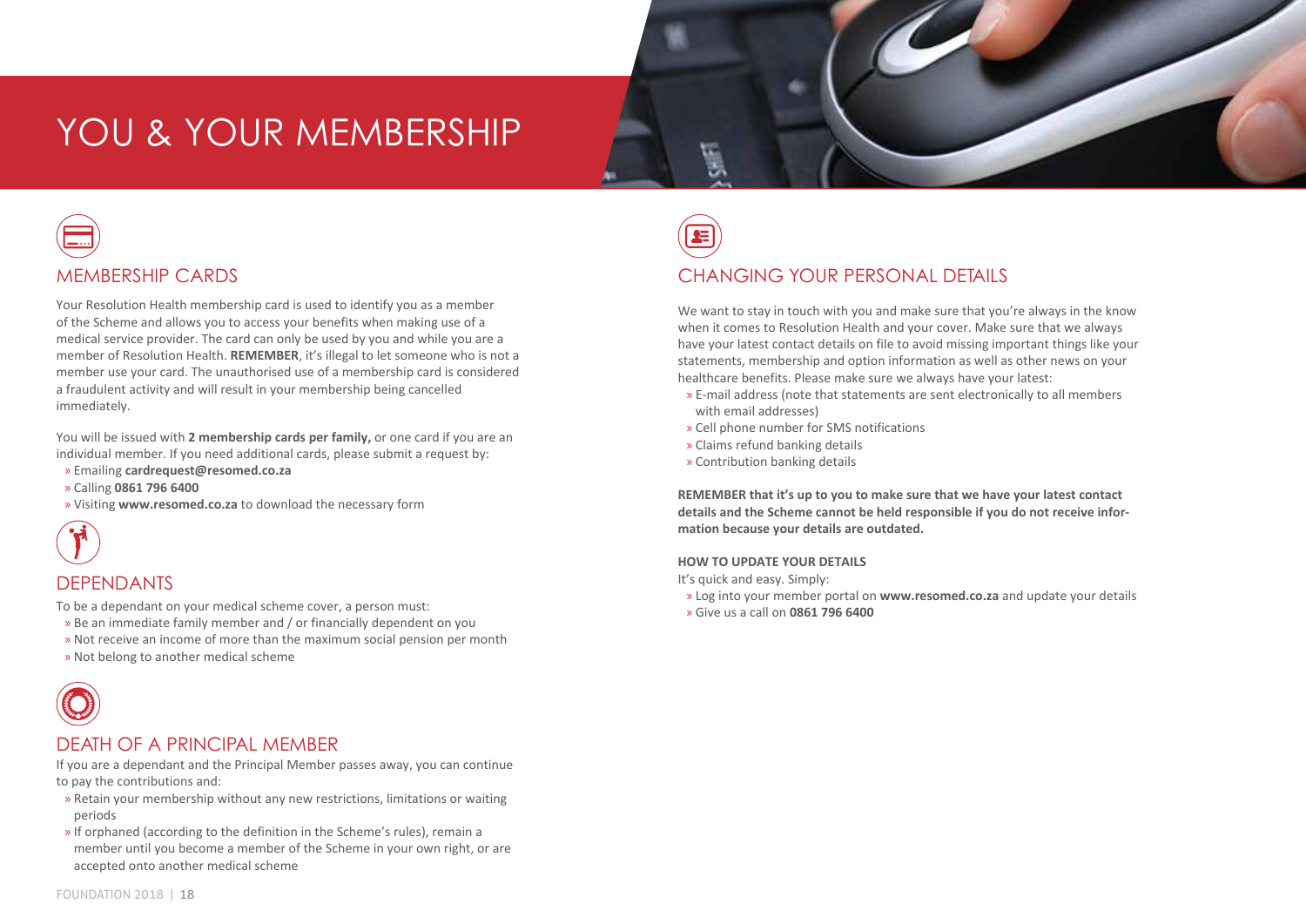# YOU & YOUR MEMBERSHIP

## MEMBERSHIP CARDS

Your Resolution Health membership card is used to identify you as a member of the Scheme and allows you to access your benefits when making use of a medical service provider. The card can only be used by you and while you are a member of Resolution Health. **REMEMBER**, it's illegal to let someone who is not a member use your card. The unauthorised use of a membership card is considered a fraudulent activity and will result in your membership being cancelled immediately.

You will be issued with **2 membership cards per family,** or one card if you are an individual member. If you need additional cards, please submit a request by:

- Emailing **cardrequest@resomed.co.za**
- Calling **0861 796 6400**
- Visiting **www.resomed.co.za** to download the necessary form

## DEPENDANTS

To be a dependant on your medical scheme cover, a person must:

- Be an immediate family member and / or financially dependent on you
- Not receive an income of more than the maximum social pension per month
- Not belong to another medical scheme

## DEATH OF A PRINCIPAL MEMBER

If you are a dependant and the Principal Member passes away, you can continue to pay the contributions and:

- Retain your membership without any new restrictions, limitations or waiting periods
- If orphaned (according to the definition in the Scheme's rules), remain a member until you become a member of the Scheme in your own right, or are accepted onto another medical scheme

## CHANGING YOUR PERSONAL DETAILS

We want to stay in touch with you and make sure that you're always in the know when it comes to Resolution Health and your cover. Make sure that we always have your latest contact details on file to avoid missing important things like your statements, membership and option information as well as other news on your healthcare benefits. Please make sure we always have your latest:

- E-mail address (note that statements are sent electronically to all members with email addresses)
- Cell phone number for SMS notifications
- Claims refund banking details
- Contribution banking details

**REMEMBER that it's up to you to make sure that we have your latest contact details and the Scheme cannot be held responsible if you do not receive information because your details are outdated.**

**HOW TO UPDATE YOUR DETAILS**

It's quick and easy. Simply:

- Log into your member portal on **www.resomed.co.za** and update your details
- Give us a call on **0861 796 6400**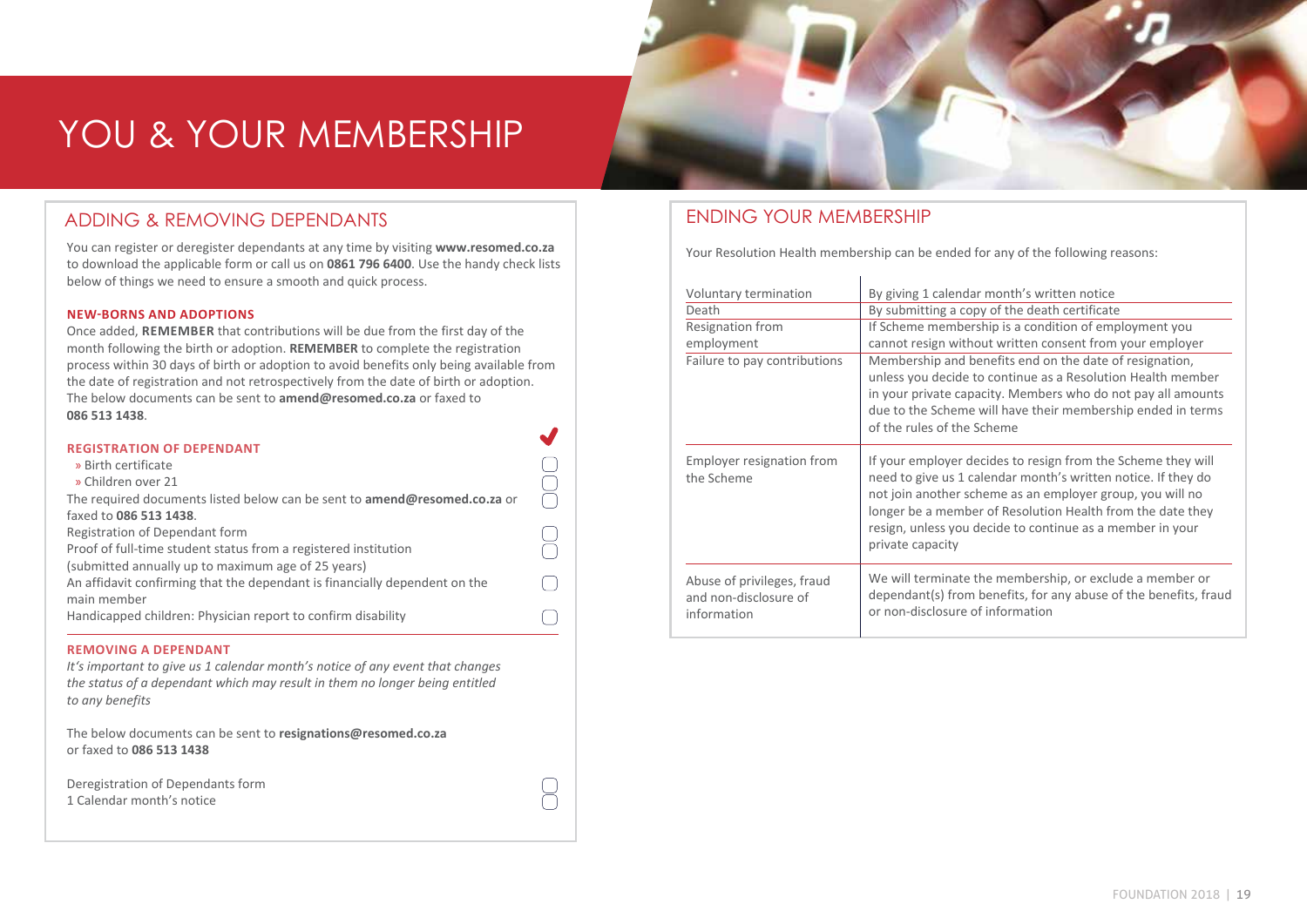# YOU & YOUR MEMBERSHIP

## ADDING & REMOVING DEPENDANTS

You can register or deregister dependants at any time by visiting **www.resomed.co.za** to download the applicable form or call us on **0861 796 6400**. Use the handy check lists below of things we need to ensure a smooth and quick process.

### NEW-BORNS AND ADOPTIONS

Once added, **REMEMBER** that contributions will be due from the first day of the month following the birth or adoption. **REMEMBER** to complete the registration process within 30 days of birth or adoption to avoid benefits only being available from the date of registration and not retrospectively from the date of birth or adoption. The below documents can be sent to **amend@resomed.co.za** or faxed to **086 513 1438**.

### REGISTRATION OF DEPENDANT

- » Birth certificate ☐
- » Children over 21 ☐

The required documents listed below can be sent to **amend@resomed.co.za** or faxed to **086 513 1438**. ☐

- Registration of Dependant form ☐
- Proof of full-time student status from a registered institution (submitted annually up to maximum age of 25 years) ☐
- An affidavit confirming that the dependant is financially dependent on the main member ☐
- Handicapped children: Physician report to confirm disability ☐

### REMOVING A DEPENDANT

*It's important to give us 1 calendar month's notice of any event that changes the status of a dependant which may result in them no longer being entitled to any benefits*

The below documents can be sent to **resignations@resomed.co.za** or faxed to **086 513 1438**

- Deregistration of Dependants form ☐
- 1 Calendar month's notice ☐

## ENDING YOUR MEMBERSHIP

Your Resolution Health membership can be ended for any of the following reasons:

| Reason | Details |
| --- | --- |
| Voluntary termination | By giving 1 calendar month's written notice |
| Death | By submitting a copy of the death certificate |
| Resignation from employment | If Scheme membership is a condition of employment you cannot resign without written consent from your employer |
| Failure to pay contributions | Membership and benefits end on the date of resignation, unless you decide to continue as a Resolution Health member in your private capacity. Members who do not pay all amounts due to the Scheme will have their membership ended in terms of the rules of the Scheme |
| Employer resignation from the Scheme | If your employer decides to resign from the Scheme they will need to give us 1 calendar month's written notice. If they do not join another scheme as an employer group, you will no longer be a member of Resolution Health from the date they resign, unless you decide to continue as a member in your private capacity |
| Abuse of privileges, fraud and non-disclosure of information | We will terminate the membership, or exclude a member or dependant(s) from benefits, for any abuse of the benefits, fraud or non-disclosure of information |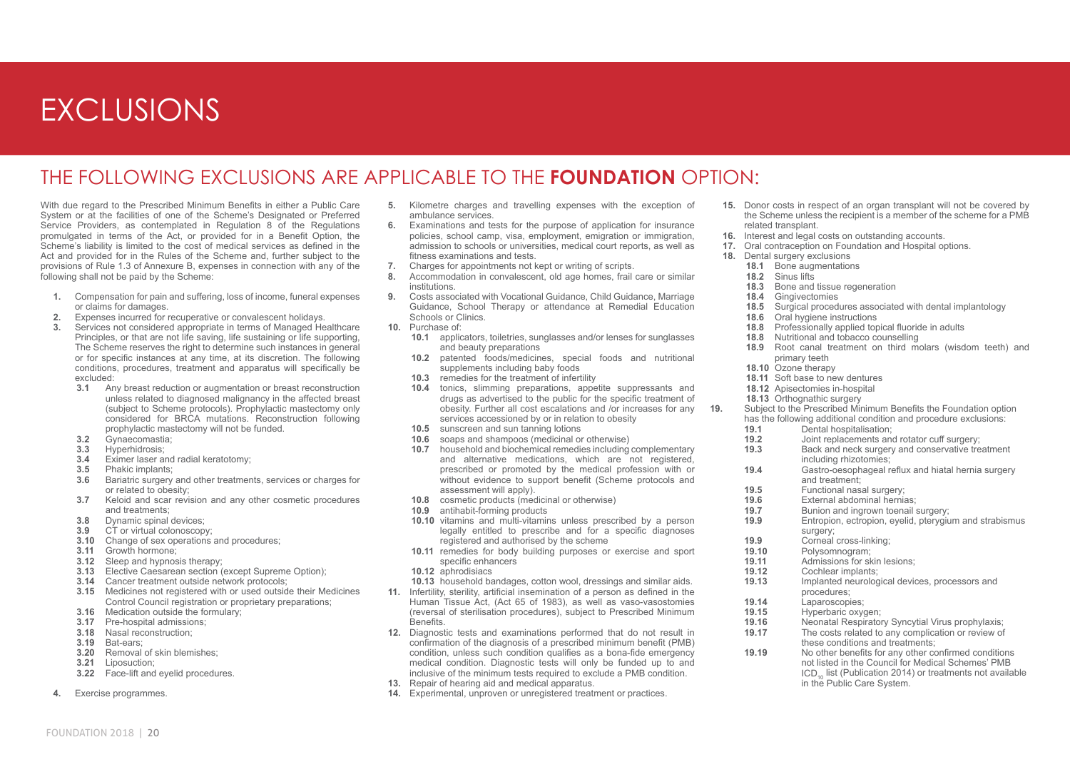# EXCLUSIONS

## THE FOLLOWING EXCLUSIONS ARE APPLICABLE TO THE **FOUNDATION** OPTION:

With due regard to the Prescribed Minimum Benefits in either a Public Care System or at the facilities of one of the Scheme's Designated or Preferred Service Providers, as contemplated in Regulation 8 of the Regulations promulgated in terms of the Act, or provided for in a Benefit Option, the Scheme's liability is limited to the cost of medical services as defined in the Act and provided for in the Rules of the Scheme and, further subject to the provisions of Rule 1.3 of Annexure B, expenses in connection with any of the following shall not be paid by the Scheme:

**1.** Compensation for pain and suffering, loss of income, funeral expenses or claims for damages.

**2.** Expenses incurred for recuperative or convalescent holidays.

**3.** Services not considered appropriate in terms of Managed Healthcare Principles, or that are not life saving, life sustaining or life supporting, The Scheme reserves the right to determine such instances in general or for specific instances at any time, at its discretion. The following conditions, procedures, treatment and apparatus will specifically be excluded:

- **3.1** Any breast reduction or augmentation or breast reconstruction unless related to diagnosed malignancy in the affected breast (subject to Scheme protocols). Prophylactic mastectomy only considered for BRCA mutations. Reconstruction following prophylactic mastectomy will not be funded.
- **3.2** Gynaecomastia;
- **3.3** Hyperhidrosis;
- **3.4** Eximer laser and radial keratotomy;
- **3.5** Phakic implants;
- **3.6** Bariatric surgery and other treatments, services or charges for or related to obesity;
- **3.7** Keloid and scar revision and any other cosmetic procedures and treatments;
- **3.8** Dynamic spinal devices;
- **3.9** CT or virtual colonoscopy;
- **3.10** Change of sex operations and procedures;
- **3.11** Growth hormone;
- **3.12** Sleep and hypnosis therapy;
- **3.13** Elective Caesarean section (except Supreme Option);
- **3.14** Cancer treatment outside network protocols;
- **3.15** Medicines not registered with or used outside their Medicines Control Council registration or proprietary preparations;
- **3.16** Medication outside the formulary;
- **3.17** Pre-hospital admissions;
- **3.18** Nasal reconstruction;
- **3.19** Bat-ears;
- **3.20** Removal of skin blemishes;
- **3.21** Liposuction;
- **3.22** Face-lift and eyelid procedures.

**4.** Exercise programmes.

**5.** Kilometre charges and travelling expenses with the exception of ambulance services.

**6.** Examinations and tests for the purpose of application for insurance policies, school camp, visa, employment, emigration or immigration, admission to schools or universities, medical court reports, as well as fitness examinations and tests.

**7.** Charges for appointments not kept or writing of scripts.

**8.** Accommodation in convalescent, old age homes, frail care or similar institutions.

**9.** Costs associated with Vocational Guidance, Child Guidance, Marriage Guidance, School Therapy or attendance at Remedial Education Schools or Clinics.

**10.** Purchase of:

- **10.1** applicators, toiletries, sunglasses and/or lenses for sunglasses and beauty preparations
- **10.2** patented foods/medicines, special foods and nutritional supplements including baby foods
- **10.3** remedies for the treatment of infertility
- **10.4** tonics, slimming preparations, appetite suppressants and drugs as advertised to the public for the specific treatment of obesity. Further all cost escalations and /or increases for any services accessioned by or in relation to obesity
- **10.5** sunscreen and sun tanning lotions
- **10.6** soaps and shampoos (medicinal or otherwise)
- **10.7** household and biochemical remedies including complementary and alternative medications, which are not registered, prescribed or promoted by the medical profession with or without evidence to support benefit (Scheme protocols and assessment will apply).
- **10.8** cosmetic products (medicinal or otherwise)
- **10.9** antihabit-forming products
- **10.10** vitamins and multi-vitamins unless prescribed by a person legally entitled to prescribe and for a specific diagnoses registered and authorised by the scheme
- **10.11** remedies for body building purposes or exercise and sport specific enhancers
- **10.12** aphrodisiacs
- **10.13** household bandages, cotton wool, dressings and similar aids.

**11.** Infertility, sterility, artificial insemination of a person as defined in the Human Tissue Act, (Act 65 of 1983), as well as vaso-vasostomies (reversal of sterilisation procedures), subject to Prescribed Minimum Benefits.

**12.** Diagnostic tests and examinations performed that do not result in confirmation of the diagnosis of a prescribed minimum benefit (PMB) condition, unless such condition qualifies as a bona-fide emergency medical condition. Diagnostic tests will only be funded up to and inclusive of the minimum tests required to exclude a PMB condition.

**13.** Repair of hearing aid and medical apparatus.

**14.** Experimental, unproven or unregistered treatment or practices.

**15.** Donor costs in respect of an organ transplant will not be covered by the Scheme unless the recipient is a member of the scheme for a PMB related transplant.

**16.** Interest and legal costs on outstanding accounts.

**17.** Oral contraception on Foundation and Hospital options.

**18.** Dental surgery exclusions

- **18.1** Bone augmentations
- **18.2** Sinus lifts
- **18.3** Bone and tissue regeneration
- **18.4** Gingivectomies
- **18.5** Surgical procedures associated with dental implantology
- **18.6** Oral hygiene instructions
- **18.8** Professionally applied topical fluoride in adults
- **18.8** Nutritional and tobacco counselling
- **18.9** Root canal treatment on third molars (wisdom teeth) and primary teeth
- **18.10** Ozone therapy
- **18.11** Soft base to new dentures
- **18.12** Apisectomies in-hospital
- **18.13** Orthognathic surgery

**19.** Subject to the Prescribed Minimum Benefits the Foundation option has the following additional condition and procedure exclusions:

- **19.1** Dental hospitalisation;
- **19.2** Joint replacements and rotator cuff surgery;
- **19.3** Back and neck surgery and conservative treatment including rhizotomies;
- **19.4** Gastro-oesophageal reflux and hiatal hernia surgery and treatment;
- **19.5** Functional nasal surgery;
- **19.6** External abdominal hernias;
- **19.7** Bunion and ingrown toenail surgery;
- **19.9** Entropion, ectropion, eyelid, pterygium and strabismus surgery;
- **19.9** Corneal cross-linking;
- **19.10** Polysomnogram;
- **19.11** Admissions for skin lesions;
- **19.12** Cochlear implants;
- **19.13** Implanted neurological devices, processors and procedures;
- **19.14** Laparoscopies;
- **19.15** Hyperbaric oxygen;
- **19.16** Neonatal Respiratory Syncytial Virus prophylaxis;
- **19.17** The costs related to any complication or review of these conditions and treatments;
- **19.19** No other benefits for any other confirmed conditions not listed in the Council for Medical Schemes' PMB $ICD_{10}$ list (Publication 2014) or treatments not available in the Public Care System.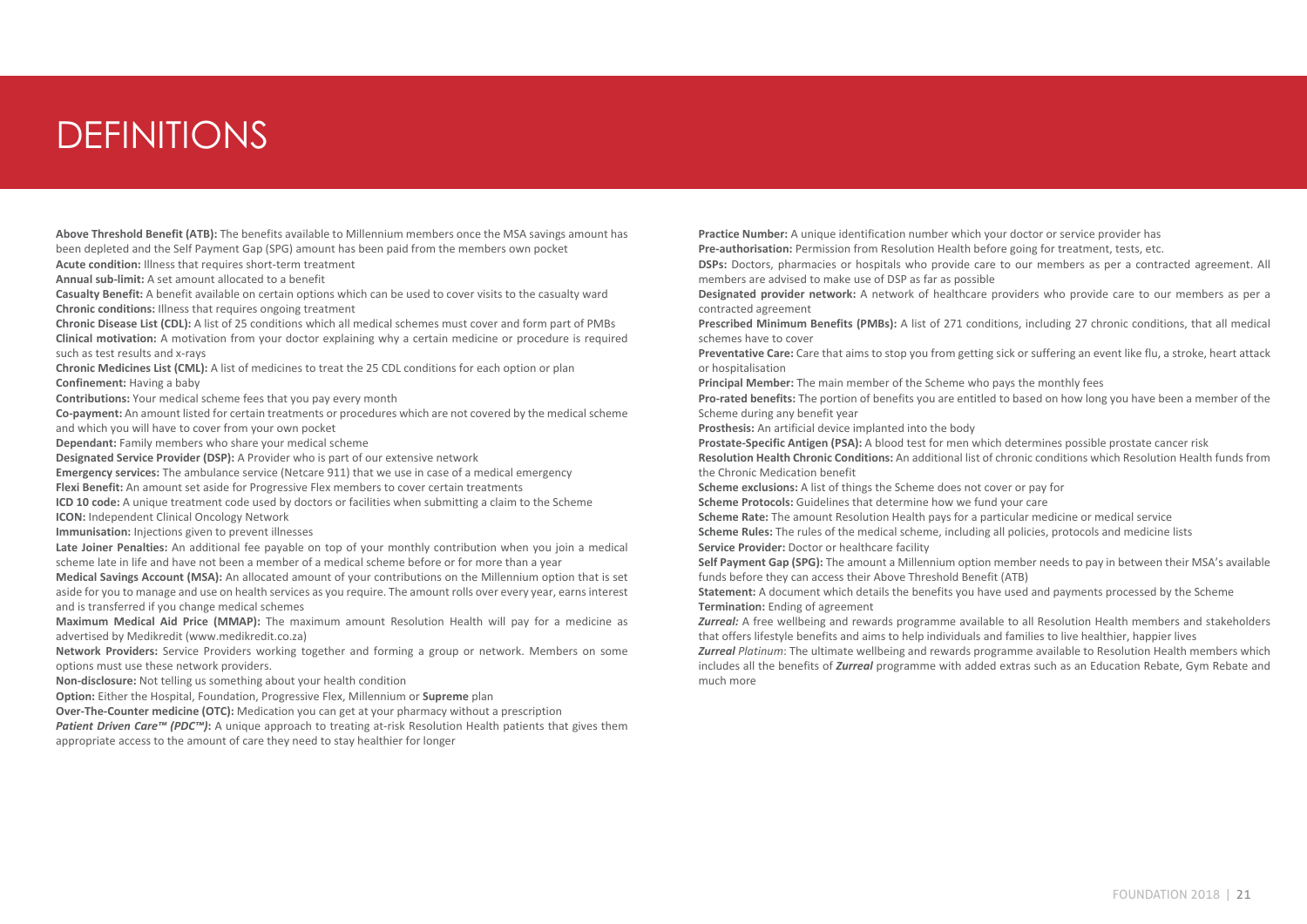# DEFINITIONS

**Above Threshold Benefit (ATB):** The benefits available to Millennium members once the MSA savings amount has been depleted and the Self Payment Gap (SPG) amount has been paid from the members own pocket

**Acute condition:** Illness that requires short-term treatment

**Annual sub-limit:** A set amount allocated to a benefit

**Casualty Benefit:** A benefit available on certain options which can be used to cover visits to the casualty ward

**Chronic conditions:** Illness that requires ongoing treatment

**Chronic Disease List (CDL):** A list of 25 conditions which all medical schemes must cover and form part of PMBs

**Clinical motivation:** A motivation from your doctor explaining why a certain medicine or procedure is required such as test results and x-rays

**Chronic Medicines List (CML):** A list of medicines to treat the 25 CDL conditions for each option or plan

**Confinement:** Having a baby

**Contributions:** Your medical scheme fees that you pay every month

**Co-payment:** An amount listed for certain treatments or procedures which are not covered by the medical scheme and which you will have to cover from your own pocket

**Dependant:** Family members who share your medical scheme

**Designated Service Provider (DSP):** A Provider who is part of our extensive network

**Emergency services:** The ambulance service (Netcare 911) that we use in case of a medical emergency

**Flexi Benefit:** An amount set aside for Progressive Flex members to cover certain treatments

**ICD 10 code:** A unique treatment code used by doctors or facilities when submitting a claim to the Scheme

**ICON:** Independent Clinical Oncology Network

**Immunisation:** Injections given to prevent illnesses

**Late Joiner Penalties:** An additional fee payable on top of your monthly contribution when you join a medical scheme late in life and have not been a member of a medical scheme before or for more than a year

**Medical Savings Account (MSA):** An allocated amount of your contributions on the Millennium option that is set aside for you to manage and use on health services as you require. The amount rolls over every year, earns interest and is transferred if you change medical schemes

**Maximum Medical Aid Price (MMAP):** The maximum amount Resolution Health will pay for a medicine as advertised by Medikredit (www.medikredit.co.za)

**Network Providers:** Service Providers working together and forming a group or network. Members on some options must use these network providers.

**Non-disclosure:** Not telling us something about your health condition

**Option:** Either the Hospital, Foundation, Progressive Flex, Millennium or **Supreme** plan

**Over-The-Counter medicine (OTC):** Medication you can get at your pharmacy without a prescription

***Patient Driven Care™ (PDC™):*** A unique approach to treating at-risk Resolution Health patients that gives them appropriate access to the amount of care they need to stay healthier for longer

**Practice Number:** A unique identification number which your doctor or service provider has

**Pre-authorisation:** Permission from Resolution Health before going for treatment, tests, etc.

**DSPs:** Doctors, pharmacies or hospitals who provide care to our members as per a contracted agreement. All members are advised to make use of DSP as far as possible

**Designated provider network:** A network of healthcare providers who provide care to our members as per a contracted agreement

**Prescribed Minimum Benefits (PMBs):** A list of 271 conditions, including 27 chronic conditions, that all medical schemes have to cover

**Preventative Care:** Care that aims to stop you from getting sick or suffering an event like flu, a stroke, heart attack or hospitalisation

**Principal Member:** The main member of the Scheme who pays the monthly fees

**Pro-rated benefits:** The portion of benefits you are entitled to based on how long you have been a member of the Scheme during any benefit year

**Prosthesis:** An artificial device implanted into the body

**Prostate-Specific Antigen (PSA):** A blood test for men which determines possible prostate cancer risk

**Resolution Health Chronic Conditions:** An additional list of chronic conditions which Resolution Health funds from the Chronic Medication benefit

**Scheme exclusions:** A list of things the Scheme does not cover or pay for

**Scheme Protocols:** Guidelines that determine how we fund your care

**Scheme Rate:** The amount Resolution Health pays for a particular medicine or medical service

**Scheme Rules:** The rules of the medical scheme, including all policies, protocols and medicine lists

**Service Provider:** Doctor or healthcare facility

**Self Payment Gap (SPG):** The amount a Millennium option member needs to pay in between their MSA's available funds before they can access their Above Threshold Benefit (ATB)

**Statement:** A document which details the benefits you have used and payments processed by the Scheme

**Termination:** Ending of agreement

***Zurreal:*** A free wellbeing and rewards programme available to all Resolution Health members and stakeholders that offers lifestyle benefits and aims to help individuals and families to live healthier, happier lives

***Zurreal** Platinum*: The ultimate wellbeing and rewards programme available to Resolution Health members which includes all the benefits of ***Zurreal*** programme with added extras such as an Education Rebate, Gym Rebate and much more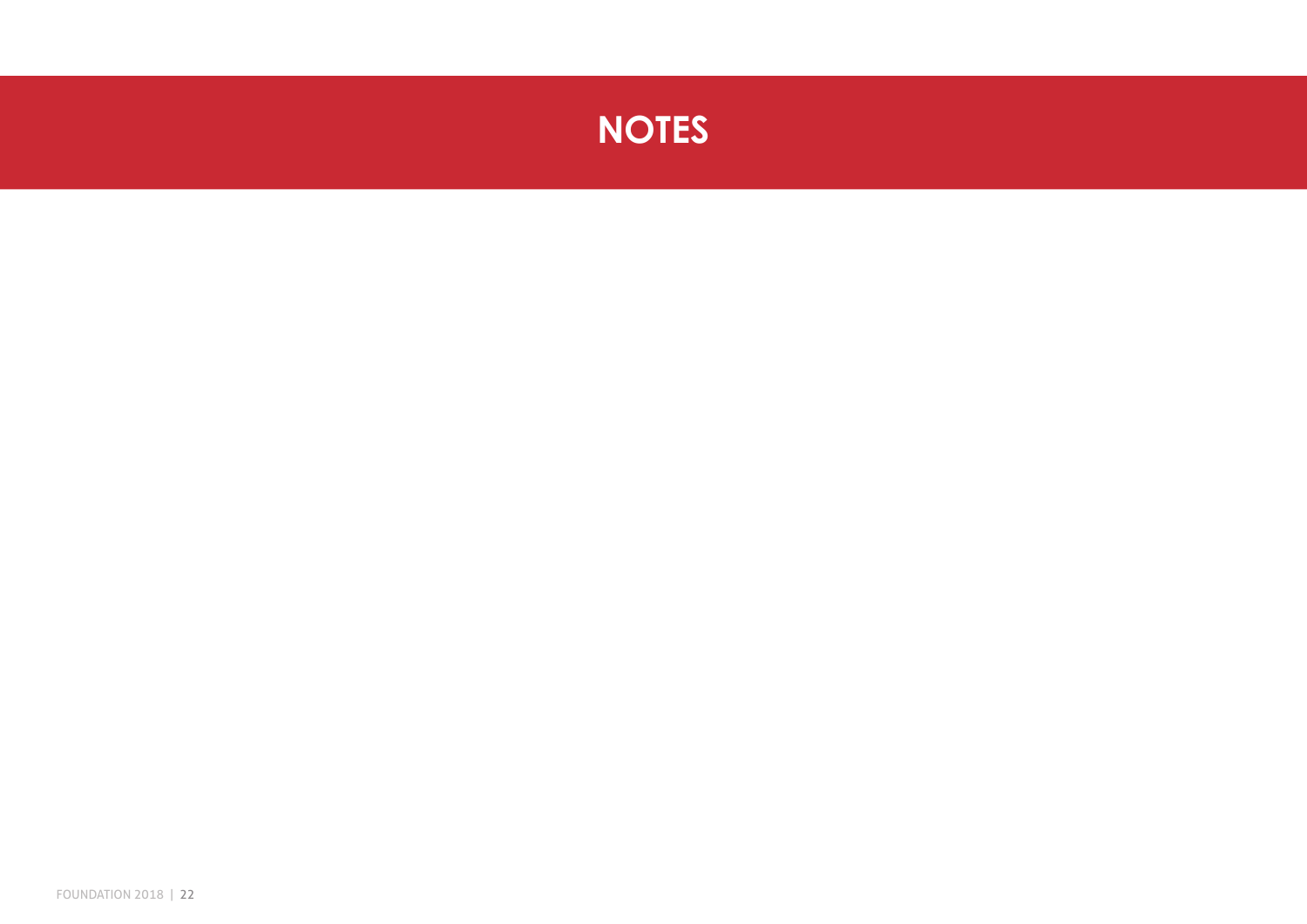# NOTES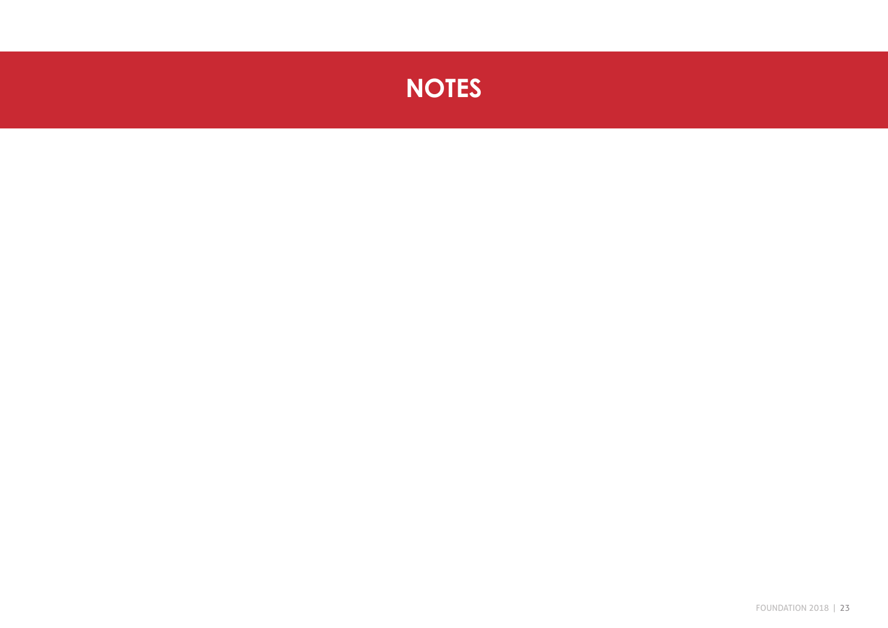# NOTES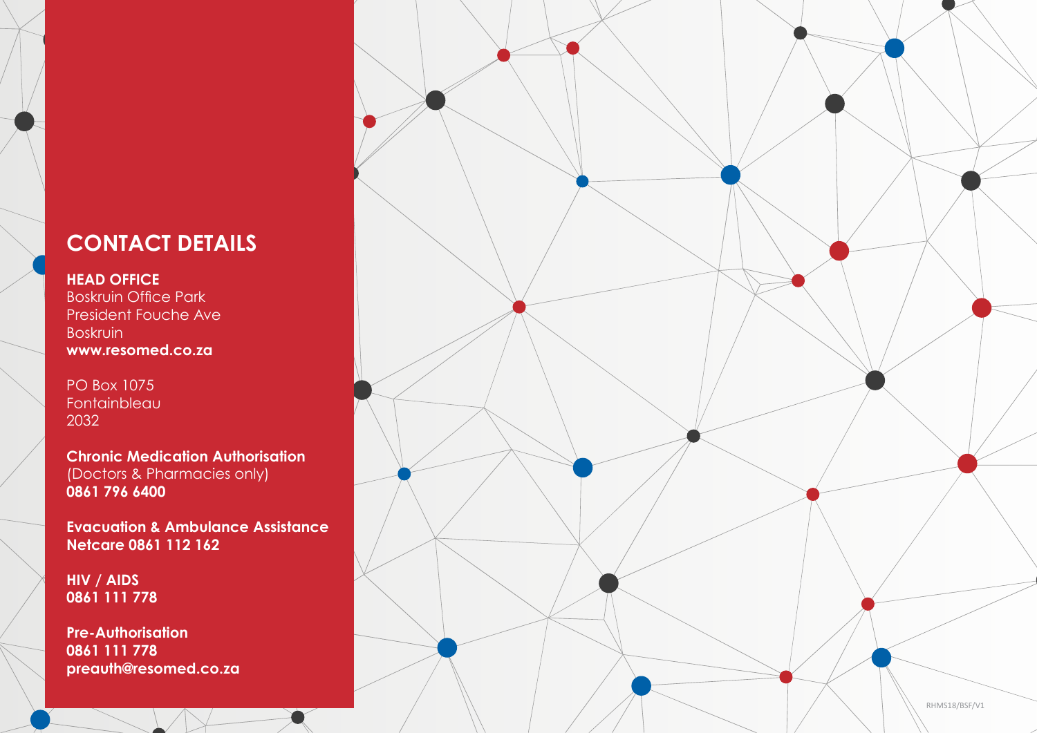# CONTACT DETAILS

**HEAD OFFICE**
Boskruin Office Park
President Fouche Ave
Boskruin
**www.resomed.co.za**

PO Box 1075
Fontainbleau
2032

**Chronic Medication Authorisation**
(Doctors & Pharmacies only)
**0861 796 6400**

**Evacuation & Ambulance Assistance**
**Netcare 0861 112 162**

**HIV / AIDS**
**0861 111 778**

**Pre-Authorisation**
**0861 111 778**
**preauth@resomed.co.za**

RHMS18/BSF/V1